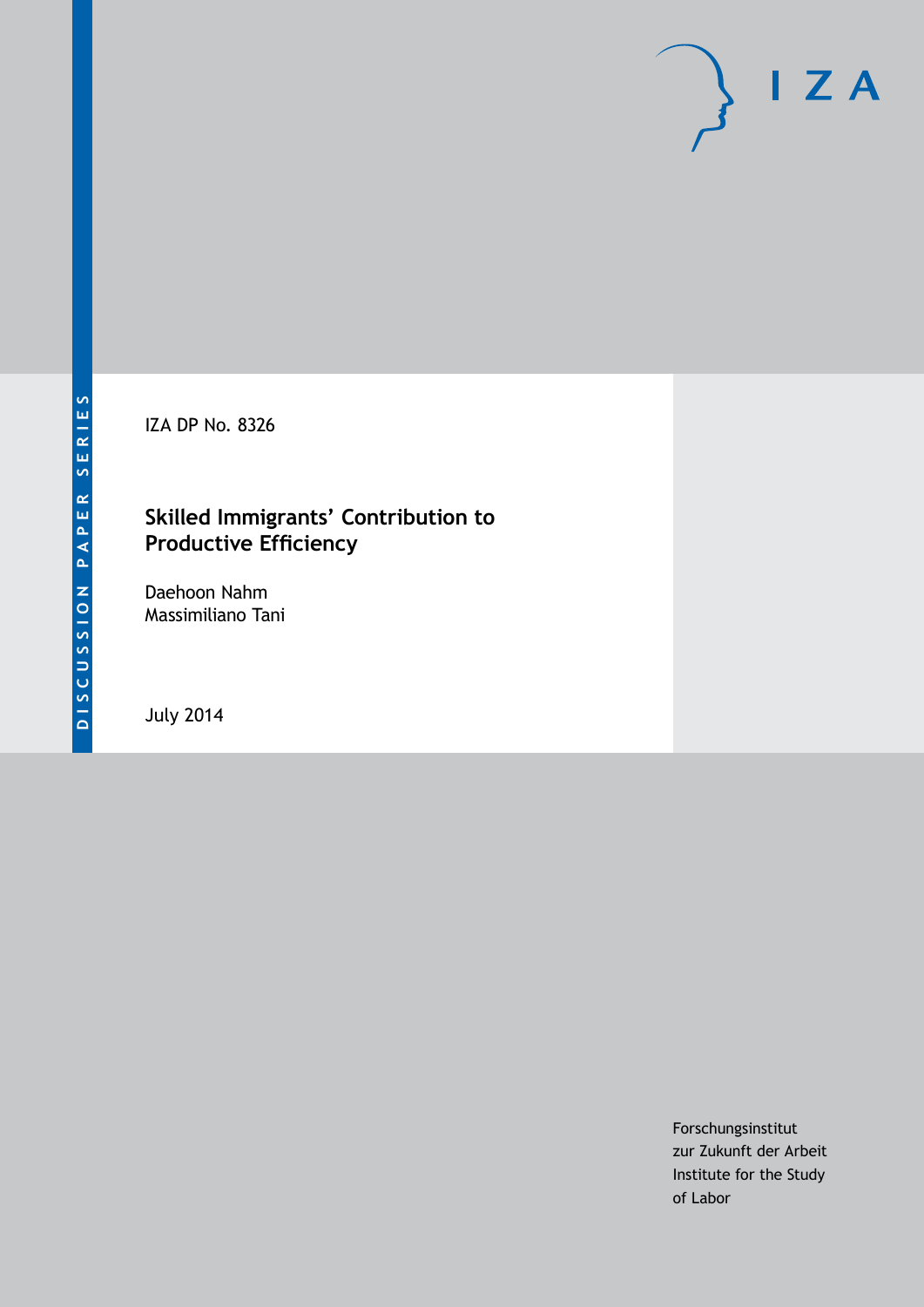DISCUSSION PAPER SERIES

IZA DP No. 8326

# Skilled Immigrants' Contribution to Productive Efficiency

Daehoon Nahm
Massimiliano Tani

July 2014

Forschungsinstitut
zur Zukunft der Arbeit
Institute for the Study
of Labor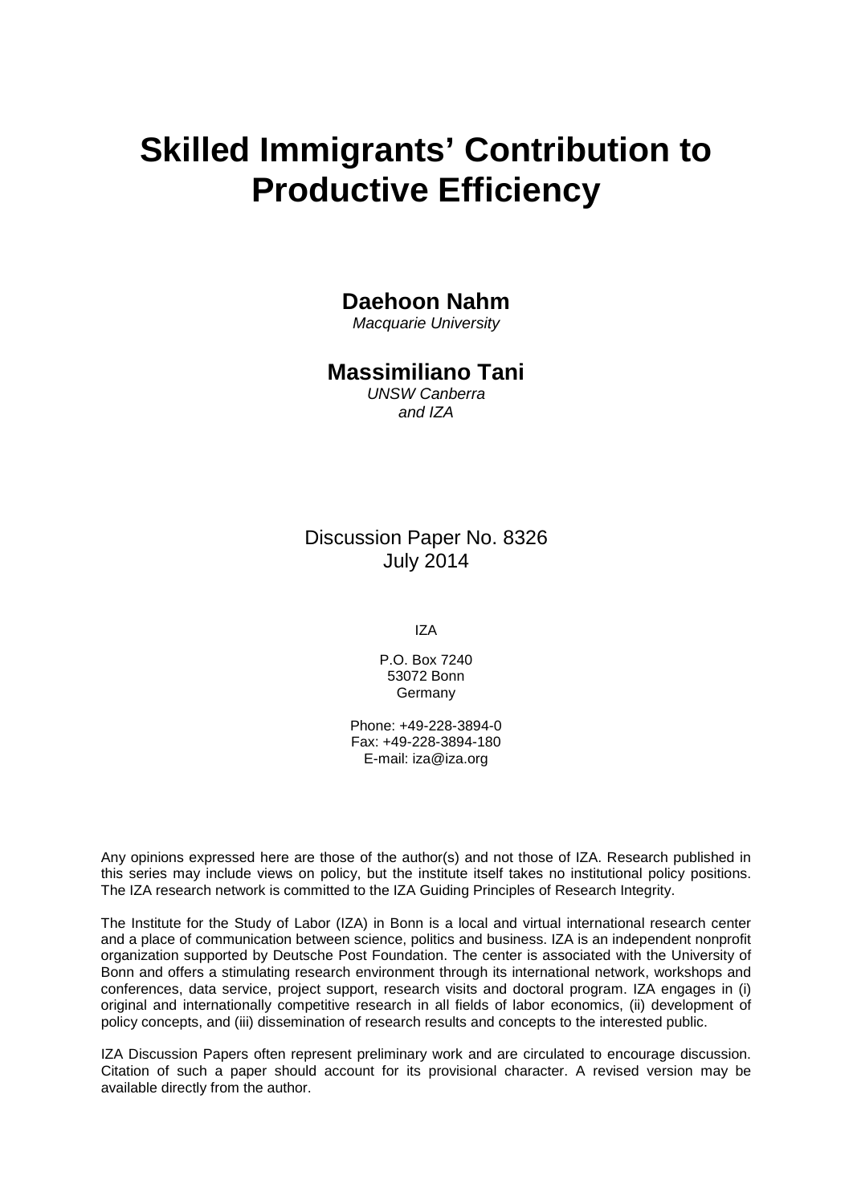# Skilled Immigrants' Contribution to Productive Efficiency

**Daehoon Nahm**

*Macquarie University*

**Massimiliano Tani**

*UNSW Canberra and IZA*

Discussion Paper No. 8326
July 2014

IZA

P.O. Box 7240
53072 Bonn
Germany

Phone: +49-228-3894-0
Fax: +49-228-3894-180
E-mail: iza@iza.org

Any opinions expressed here are those of the author(s) and not those of IZA. Research published in this series may include views on policy, but the institute itself takes no institutional policy positions. The IZA research network is committed to the IZA Guiding Principles of Research Integrity.

The Institute for the Study of Labor (IZA) in Bonn is a local and virtual international research center and a place of communication between science, politics and business. IZA is an independent nonprofit organization supported by Deutsche Post Foundation. The center is associated with the University of Bonn and offers a stimulating research environment through its international network, workshops and conferences, data service, project support, research visits and doctoral program. IZA engages in (i) original and internationally competitive research in all fields of labor economics, (ii) development of policy concepts, and (iii) dissemination of research results and concepts to the interested public.

IZA Discussion Papers often represent preliminary work and are circulated to encourage discussion. Citation of such a paper should account for its provisional character. A revised version may be available directly from the author.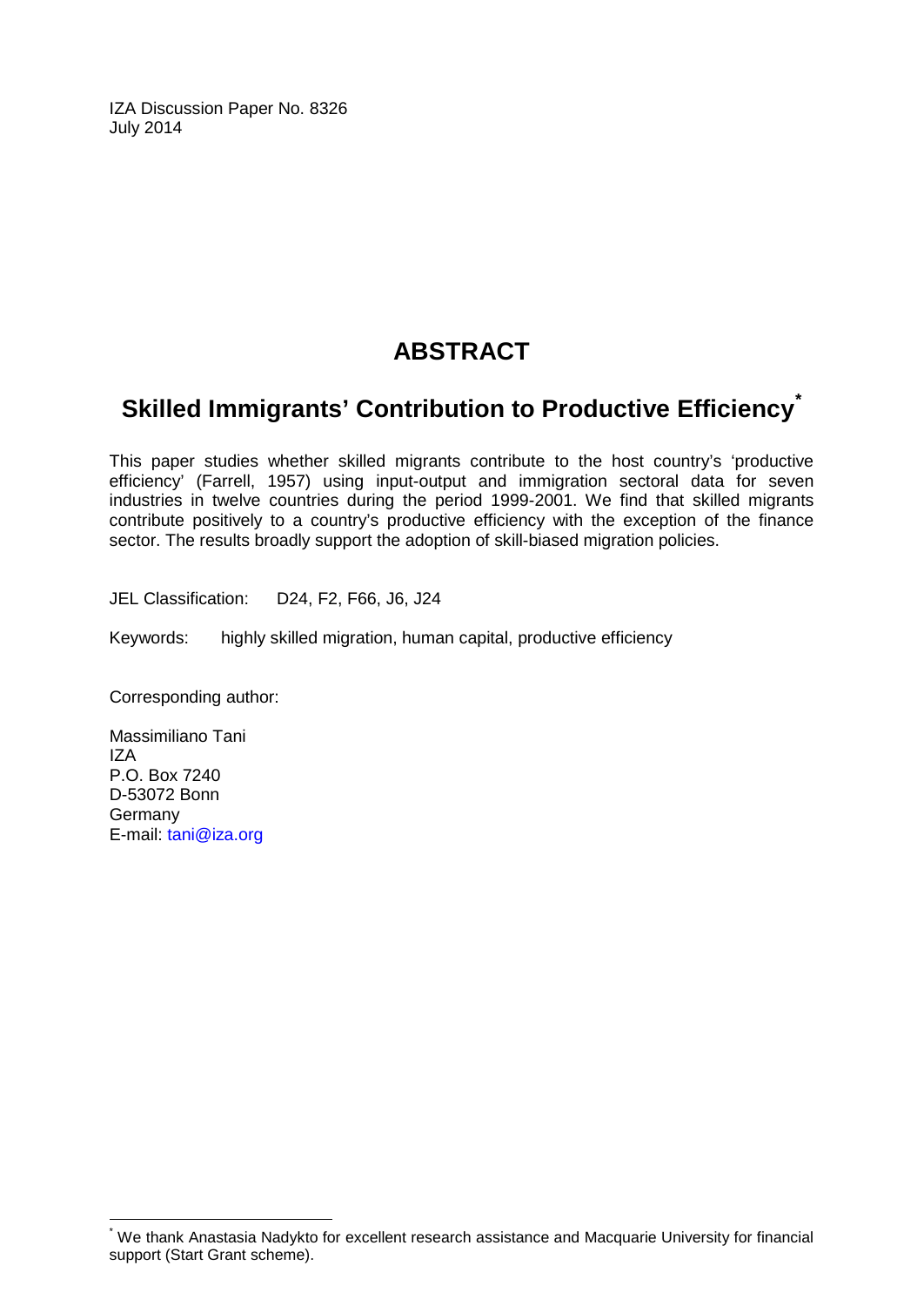IZA Discussion Paper No. 8326
July 2014

# ABSTRACT

## Skilled Immigrants' Contribution to Productive Efficiency*

This paper studies whether skilled migrants contribute to the host country's 'productive efficiency' (Farrell, 1957) using input-output and immigration sectoral data for seven industries in twelve countries during the period 1999-2001. We find that skilled migrants contribute positively to a country's productive efficiency with the exception of the finance sector. The results broadly support the adoption of skill-biased migration policies.

JEL Classification: D24, F2, F66, J6, J24

Keywords: highly skilled migration, human capital, productive efficiency

Corresponding author:

Massimiliano Tani
IZA
P.O. Box 7240
D-53072 Bonn
Germany
E-mail: tani@iza.org

---

* We thank Anastasia Nadykto for excellent research assistance and Macquarie University for financial support (Start Grant scheme).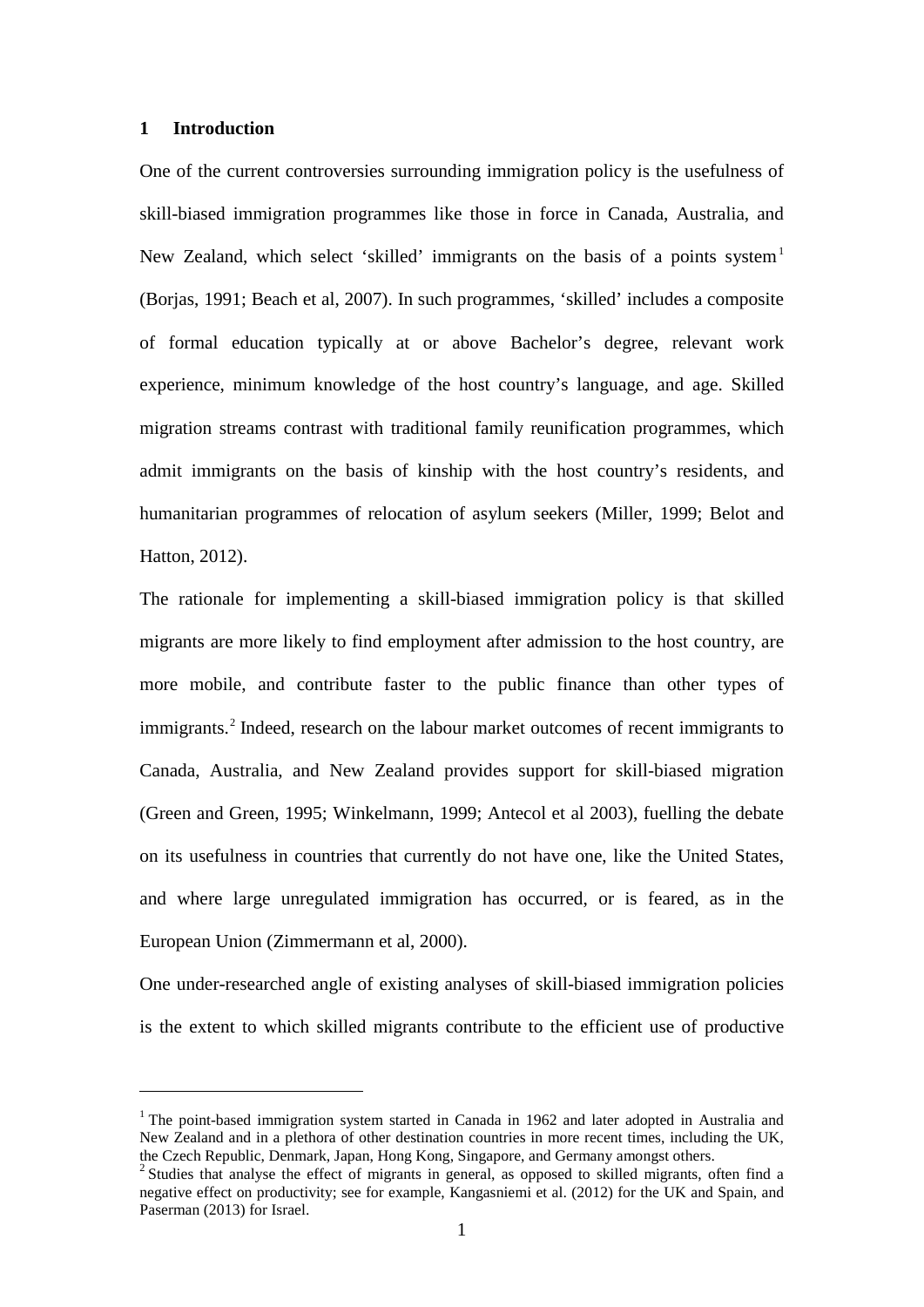## 1 Introduction

One of the current controversies surrounding immigration policy is the usefulness of skill-biased immigration programmes like those in force in Canada, Australia, and New Zealand, which select 'skilled' immigrants on the basis of a points system[1] (Borjas, 1991; Beach et al, 2007). In such programmes, 'skilled' includes a composite of formal education typically at or above Bachelor's degree, relevant work experience, minimum knowledge of the host country's language, and age. Skilled migration streams contrast with traditional family reunification programmes, which admit immigrants on the basis of kinship with the host country's residents, and humanitarian programmes of relocation of asylum seekers (Miller, 1999; Belot and Hatton, 2012).

The rationale for implementing a skill-biased immigration policy is that skilled migrants are more likely to find employment after admission to the host country, are more mobile, and contribute faster to the public finance than other types of immigrants.[2] Indeed, research on the labour market outcomes of recent immigrants to Canada, Australia, and New Zealand provides support for skill-biased migration (Green and Green, 1995; Winkelmann, 1999; Antecol et al 2003), fuelling the debate on its usefulness in countries that currently do not have one, like the United States, and where large unregulated immigration has occurred, or is feared, as in the European Union (Zimmermann et al, 2000).

One under-researched angle of existing analyses of skill-biased immigration policies is the extent to which skilled migrants contribute to the efficient use of productive

---

[1] The point-based immigration system started in Canada in 1962 and later adopted in Australia and New Zealand and in a plethora of other destination countries in more recent times, including the UK, the Czech Republic, Denmark, Japan, Hong Kong, Singapore, and Germany amongst others.

[2] Studies that analyse the effect of migrants in general, as opposed to skilled migrants, often find a negative effect on productivity; see for example, Kangasniemi et al. (2012) for the UK and Spain, and Paserman (2013) for Israel.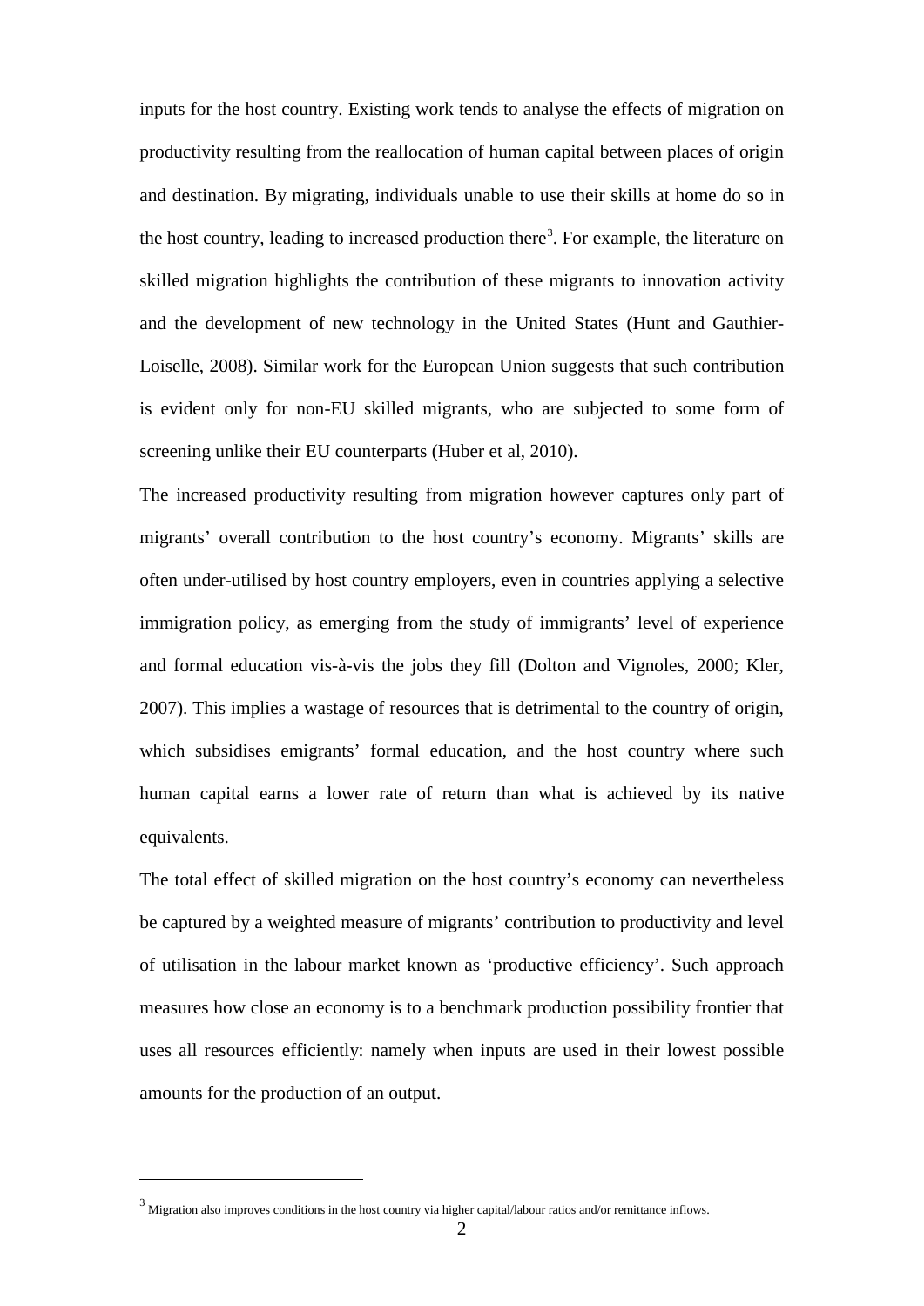inputs for the host country. Existing work tends to analyse the effects of migration on productivity resulting from the reallocation of human capital between places of origin and destination. By migrating, individuals unable to use their skills at home do so in the host country, leading to increased production there[3]. For example, the literature on skilled migration highlights the contribution of these migrants to innovation activity and the development of new technology in the United States (Hunt and Gauthier-Loiselle, 2008). Similar work for the European Union suggests that such contribution is evident only for non-EU skilled migrants, who are subjected to some form of screening unlike their EU counterparts (Huber et al, 2010).

The increased productivity resulting from migration however captures only part of migrants' overall contribution to the host country's economy. Migrants' skills are often under-utilised by host country employers, even in countries applying a selective immigration policy, as emerging from the study of immigrants' level of experience and formal education vis-à-vis the jobs they fill (Dolton and Vignoles, 2000; Kler, 2007). This implies a wastage of resources that is detrimental to the country of origin, which subsidises emigrants' formal education, and the host country where such human capital earns a lower rate of return than what is achieved by its native equivalents.

The total effect of skilled migration on the host country's economy can nevertheless be captured by a weighted measure of migrants' contribution to productivity and level of utilisation in the labour market known as 'productive efficiency'. Such approach measures how close an economy is to a benchmark production possibility frontier that uses all resources efficiently: namely when inputs are used in their lowest possible amounts for the production of an output.

[3] Migration also improves conditions in the host country via higher capital/labour ratios and/or remittance inflows.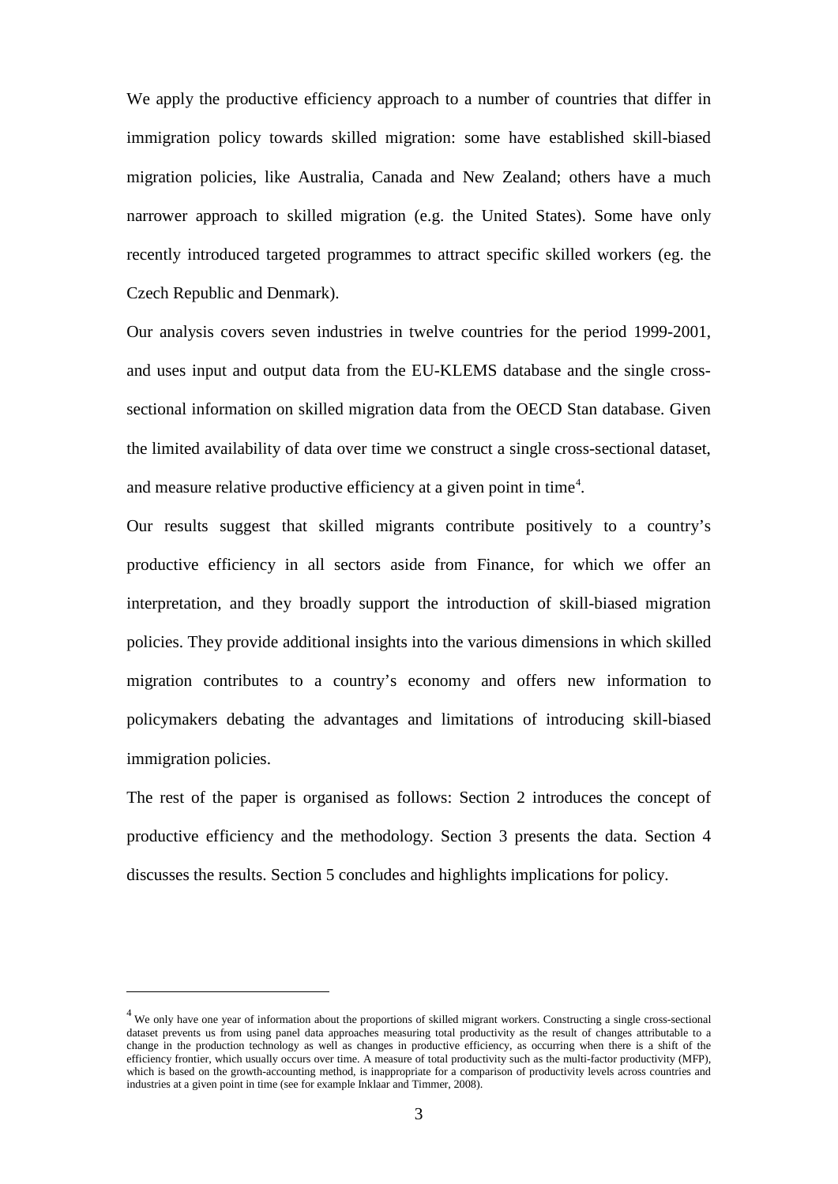We apply the productive efficiency approach to a number of countries that differ in immigration policy towards skilled migration: some have established skill-biased migration policies, like Australia, Canada and New Zealand; others have a much narrower approach to skilled migration (e.g. the United States). Some have only recently introduced targeted programmes to attract specific skilled workers (eg. the Czech Republic and Denmark).

Our analysis covers seven industries in twelve countries for the period 1999-2001, and uses input and output data from the EU-KLEMS database and the single cross-sectional information on skilled migration data from the OECD Stan database. Given the limited availability of data over time we construct a single cross-sectional dataset, and measure relative productive efficiency at a given point in time[4].

Our results suggest that skilled migrants contribute positively to a country's productive efficiency in all sectors aside from Finance, for which we offer an interpretation, and they broadly support the introduction of skill-biased migration policies. They provide additional insights into the various dimensions in which skilled migration contributes to a country's economy and offers new information to policymakers debating the advantages and limitations of introducing skill-biased immigration policies.

The rest of the paper is organised as follows: Section 2 introduces the concept of productive efficiency and the methodology. Section 3 presents the data. Section 4 discusses the results. Section 5 concludes and highlights implications for policy.

---

[4] We only have one year of information about the proportions of skilled migrant workers. Constructing a single cross-sectional dataset prevents us from using panel data approaches measuring total productivity as the result of changes attributable to a change in the production technology as well as changes in productive efficiency, as occurring when there is a shift of the efficiency frontier, which usually occurs over time. A measure of total productivity such as the multi-factor productivity (MFP), which is based on the growth-accounting method, is inappropriate for a comparison of productivity levels across countries and industries at a given point in time (see for example Inklaar and Timmer, 2008).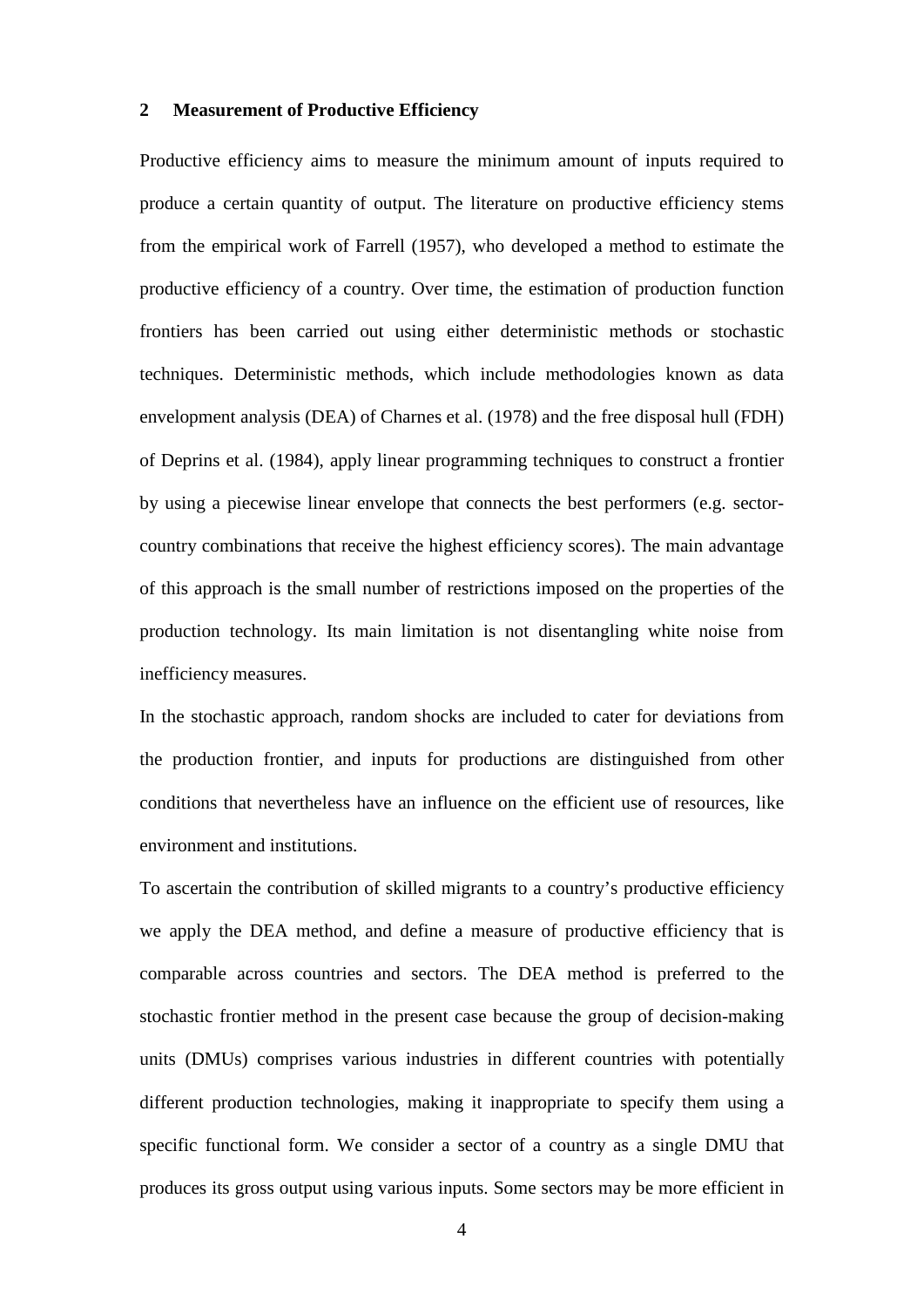## 2 Measurement of Productive Efficiency

Productive efficiency aims to measure the minimum amount of inputs required to produce a certain quantity of output. The literature on productive efficiency stems from the empirical work of Farrell (1957), who developed a method to estimate the productive efficiency of a country. Over time, the estimation of production function frontiers has been carried out using either deterministic methods or stochastic techniques. Deterministic methods, which include methodologies known as data envelopment analysis (DEA) of Charnes et al. (1978) and the free disposal hull (FDH) of Deprins et al. (1984), apply linear programming techniques to construct a frontier by using a piecewise linear envelope that connects the best performers (e.g. sector-country combinations that receive the highest efficiency scores). The main advantage of this approach is the small number of restrictions imposed on the properties of the production technology. Its main limitation is not disentangling white noise from inefficiency measures.

In the stochastic approach, random shocks are included to cater for deviations from the production frontier, and inputs for productions are distinguished from other conditions that nevertheless have an influence on the efficient use of resources, like environment and institutions.

To ascertain the contribution of skilled migrants to a country's productive efficiency we apply the DEA method, and define a measure of productive efficiency that is comparable across countries and sectors. The DEA method is preferred to the stochastic frontier method in the present case because the group of decision-making units (DMUs) comprises various industries in different countries with potentially different production technologies, making it inappropriate to specify them using a specific functional form. We consider a sector of a country as a single DMU that produces its gross output using various inputs. Some sectors may be more efficient in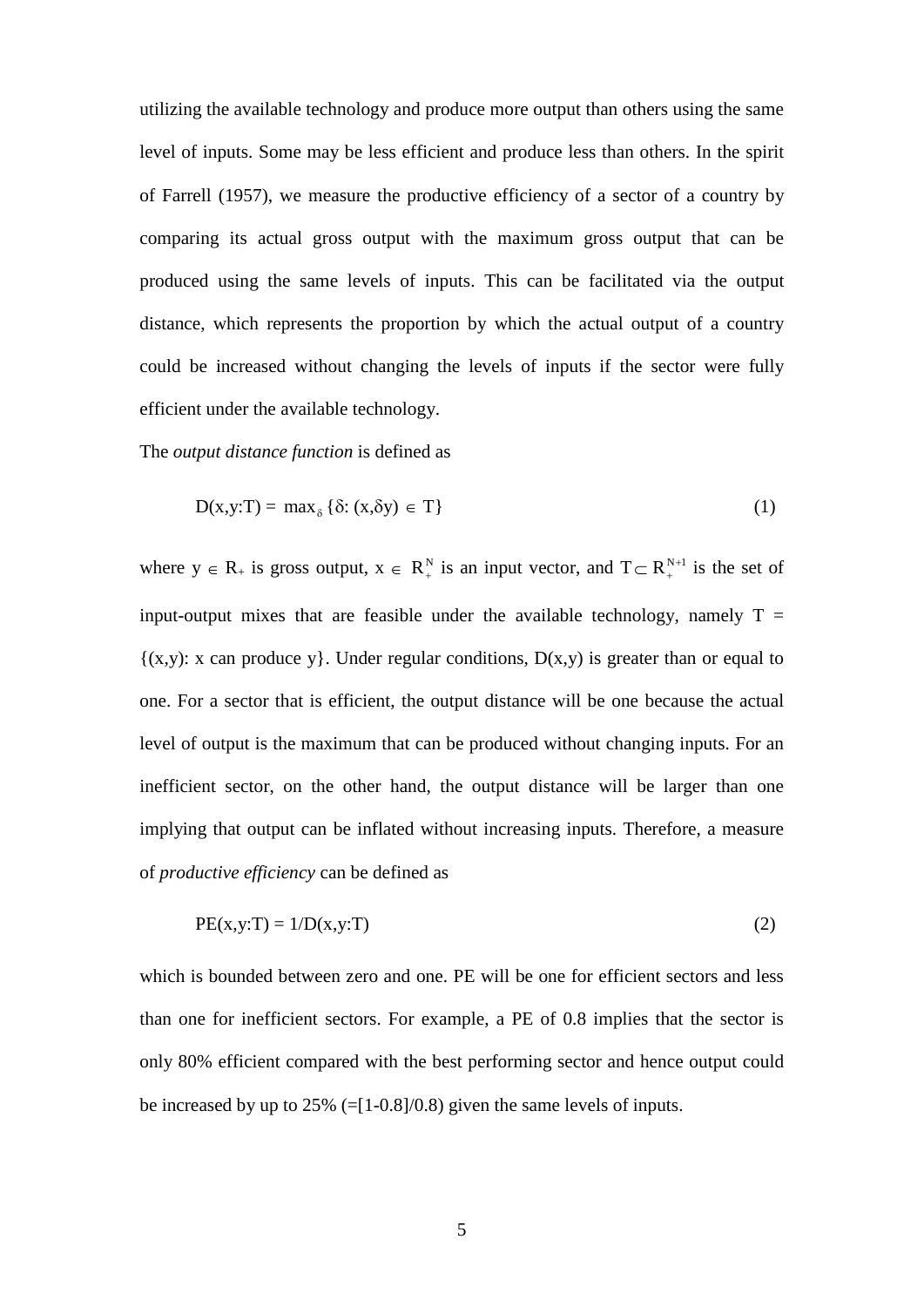utilizing the available technology and produce more output than others using the same level of inputs. Some may be less efficient and produce less than others. In the spirit of Farrell (1957), we measure the productive efficiency of a sector of a country by comparing its actual gross output with the maximum gross output that can be produced using the same levels of inputs. This can be facilitated via the output distance, which represents the proportion by which the actual output of a country could be increased without changing the levels of inputs if the sector were fully efficient under the available technology.

The *output distance function* is defined as

$$D(x,y:T) = \max_{\delta} \{\delta: (x,\delta y) \in T\} \tag{1}$$

where $y \in R_{+}$ is gross output, $x \in R_{+}^{N}$ is an input vector, and $T \subset R_{+}^{N+1}$ is the set of input-output mixes that are feasible under the available technology, namely $T = \{(x,y): x \text{ can produce } y\}$. Under regular conditions, $D(x,y)$ is greater than or equal to one. For a sector that is efficient, the output distance will be one because the actual level of output is the maximum that can be produced without changing inputs. For an inefficient sector, on the other hand, the output distance will be larger than one implying that output can be inflated without increasing inputs. Therefore, a measure of *productive efficiency* can be defined as

$$PE(x,y:T) = 1/D(x,y:T) \tag{2}$$

which is bounded between zero and one. PE will be one for efficient sectors and less than one for inefficient sectors. For example, a PE of 0.8 implies that the sector is only 80% efficient compared with the best performing sector and hence output could be increased by up to 25% (=[1-0.8]/0.8) given the same levels of inputs.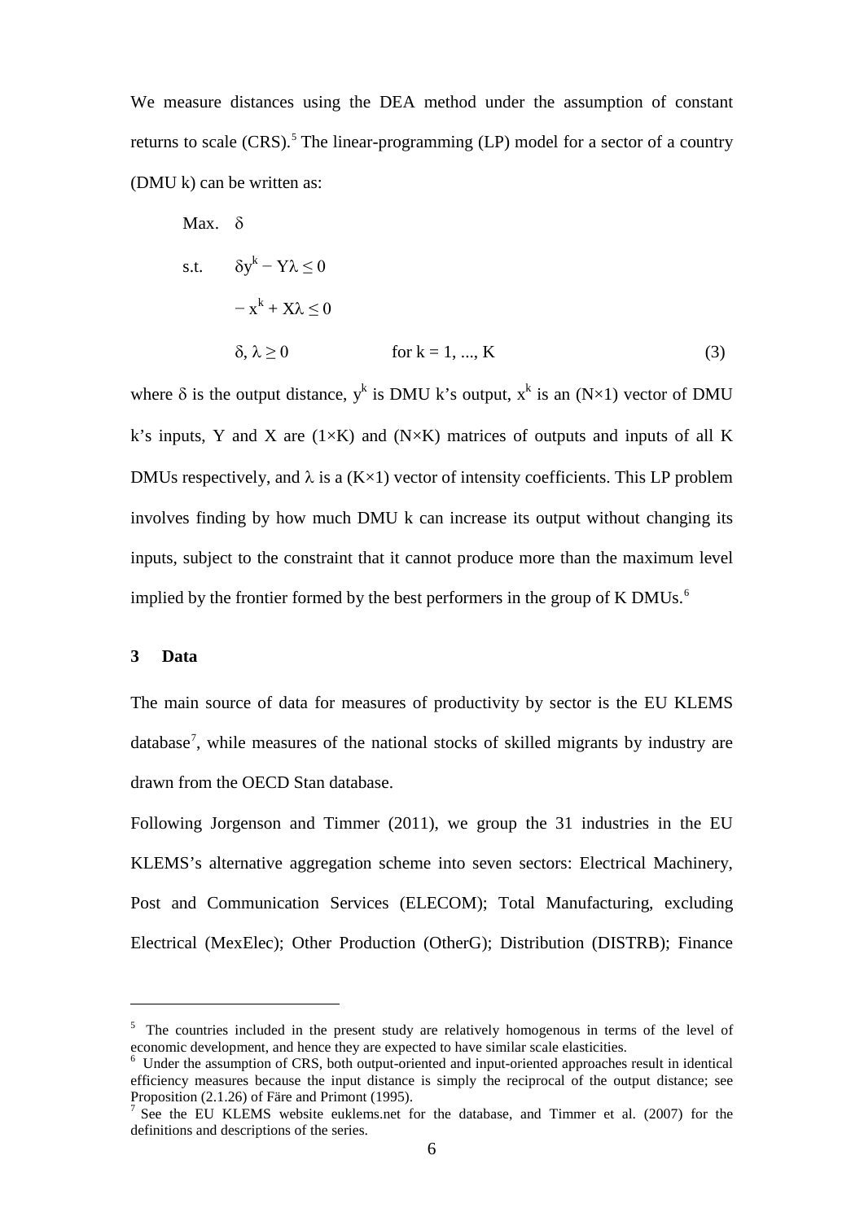We measure distances using the DEA method under the assumption of constant returns to scale (CRS).[5] The linear-programming (LP) model for a sector of a country (DMU k) can be written as:

$$
\begin{aligned}
\text{Max.} \quad & \delta \\
\text{s.t.} \quad & \delta y^k - Y\lambda \le 0 \\
& - x^k + X\lambda \le 0 \\
& \delta, \lambda \ge 0 \qquad\qquad \text{for } k = 1, ..., K
\end{aligned} \tag{3}
$$

where $\delta$ is the output distance, $y^k$ is DMU k's output, $x^k$ is an $(N\times1)$ vector of DMU k's inputs, Y and X are $(1\times K)$ and $(N\times K)$ matrices of outputs and inputs of all K DMUs respectively, and $\lambda$ is a $(K\times1)$ vector of intensity coefficients. This LP problem involves finding by how much DMU k can increase its output without changing its inputs, subject to the constraint that it cannot produce more than the maximum level implied by the frontier formed by the best performers in the group of K DMUs.[6]

## 3 Data

The main source of data for measures of productivity by sector is the EU KLEMS database[7], while measures of the national stocks of skilled migrants by industry are drawn from the OECD Stan database.

Following Jorgenson and Timmer (2011), we group the 31 industries in the EU KLEMS's alternative aggregation scheme into seven sectors: Electrical Machinery, Post and Communication Services (ELECOM); Total Manufacturing, excluding Electrical (MexElec); Other Production (OtherG); Distribution (DISTRB); Finance

---

[5] The countries included in the present study are relatively homogenous in terms of the level of economic development, and hence they are expected to have similar scale elasticities.

[6] Under the assumption of CRS, both output-oriented and input-oriented approaches result in identical efficiency measures because the input distance is simply the reciprocal of the output distance; see Proposition (2.1.26) of Färe and Primont (1995).

[7] See the EU KLEMS website euklems.net for the database, and Timmer et al. (2007) for the definitions and descriptions of the series.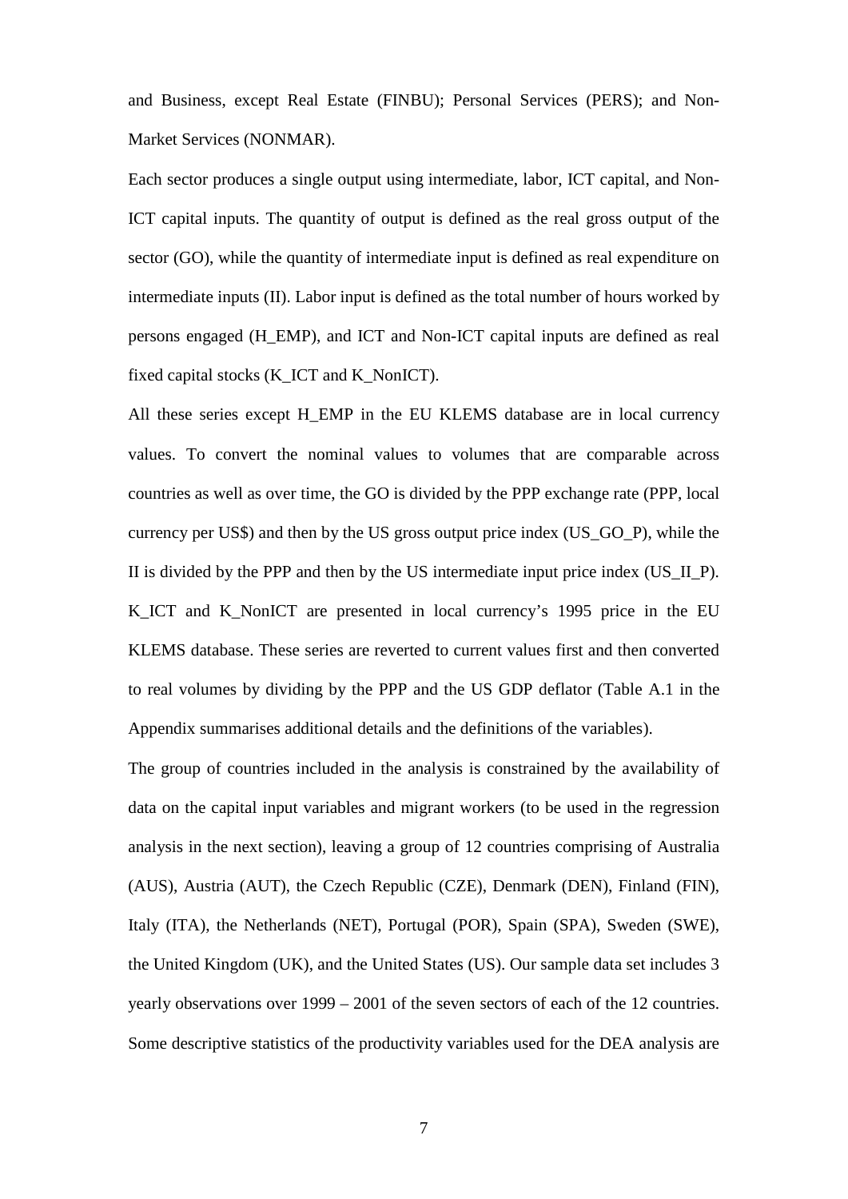and Business, except Real Estate (FINBU); Personal Services (PERS); and Non-Market Services (NONMAR).

Each sector produces a single output using intermediate, labor, ICT capital, and Non-ICT capital inputs. The quantity of output is defined as the real gross output of the sector (GO), while the quantity of intermediate input is defined as real expenditure on intermediate inputs (II). Labor input is defined as the total number of hours worked by persons engaged (H_EMP), and ICT and Non-ICT capital inputs are defined as real fixed capital stocks (K_ICT and K_NonICT).

All these series except H_EMP in the EU KLEMS database are in local currency values. To convert the nominal values to volumes that are comparable across countries as well as over time, the GO is divided by the PPP exchange rate (PPP, local currency per US$) and then by the US gross output price index (US_GO_P), while the II is divided by the PPP and then by the US intermediate input price index (US_II_P). K_ICT and K_NonICT are presented in local currency's 1995 price in the EU KLEMS database. These series are reverted to current values first and then converted to real volumes by dividing by the PPP and the US GDP deflator (Table A.1 in the Appendix summarises additional details and the definitions of the variables).

The group of countries included in the analysis is constrained by the availability of data on the capital input variables and migrant workers (to be used in the regression analysis in the next section), leaving a group of 12 countries comprising of Australia (AUS), Austria (AUT), the Czech Republic (CZE), Denmark (DEN), Finland (FIN), Italy (ITA), the Netherlands (NET), Portugal (POR), Spain (SPA), Sweden (SWE), the United Kingdom (UK), and the United States (US). Our sample data set includes 3 yearly observations over 1999 – 2001 of the seven sectors of each of the 12 countries. Some descriptive statistics of the productivity variables used for the DEA analysis are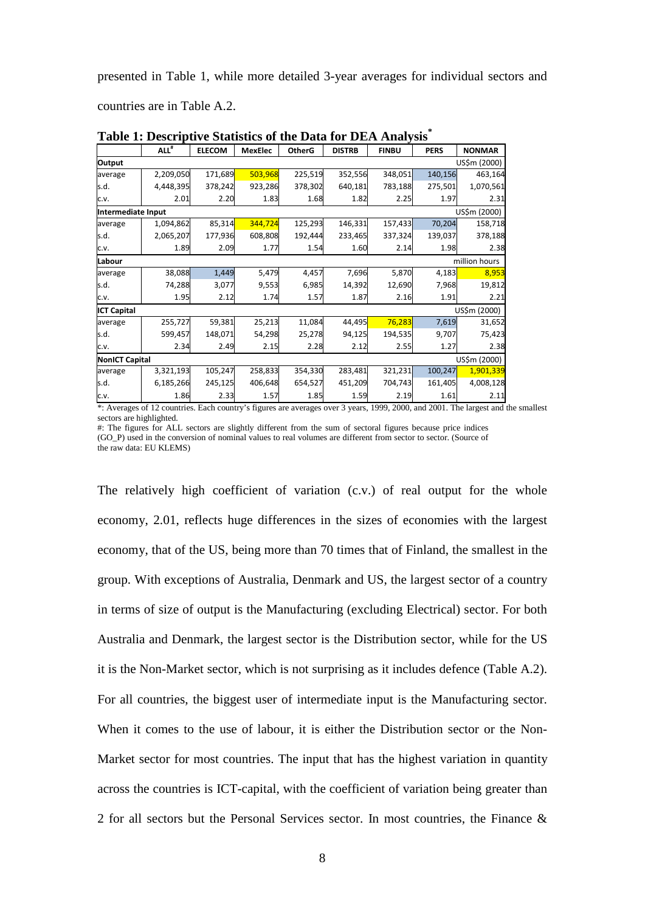presented in Table 1, while more detailed 3-year averages for individual sectors and countries are in Table A.2.

**Table 1: Descriptive Statistics of the Data for DEA Analysis***

| | ALL# | ELECOM | MexElec | OtherG | DISTRB | FINBU | PERS | NONMAR |
|---|---|---|---|---|---|---|---|---|
| **Output** | | | | | | | | US$m (2000) |
| average | 2,209,050 | 171,689 | 503,968 | 225,519 | 352,556 | 348,051 | 140,156 | 463,164 |
| s.d. | 4,448,395 | 378,242 | 923,286 | 378,302 | 640,181 | 783,188 | 275,501 | 1,070,561 |
| c.v. | 2.01 | 2.20 | 1.83 | 1.68 | 1.82 | 2.25 | 1.97 | 2.31 |
| **Intermediate Input** | | | | | | | | US$m (2000) |
| average | 1,094,862 | 85,314 | 344,724 | 125,293 | 146,331 | 157,433 | 70,204 | 158,718 |
| s.d. | 2,065,207 | 177,936 | 608,808 | 192,444 | 233,465 | 337,324 | 139,037 | 378,188 |
| c.v. | 1.89 | 2.09 | 1.77 | 1.54 | 1.60 | 2.14 | 1.98 | 2.38 |
| **Labour** | | | | | | | | million hours |
| average | 38,088 | 1,449 | 5,479 | 4,457 | 7,696 | 5,870 | 4,183 | 8,953 |
| s.d. | 74,288 | 3,077 | 9,553 | 6,985 | 14,392 | 12,690 | 7,968 | 19,812 |
| c.v. | 1.95 | 2.12 | 1.74 | 1.57 | 1.87 | 2.16 | 1.91 | 2.21 |
| **ICT Capital** | | | | | | | | US$m (2000) |
| average | 255,727 | 59,381 | 25,213 | 11,084 | 44,495 | 76,283 | 7,619 | 31,652 |
| s.d. | 599,457 | 148,071 | 54,298 | 25,278 | 94,125 | 194,535 | 9,707 | 75,423 |
| c.v. | 2.34 | 2.49 | 2.15 | 2.28 | 2.12 | 2.55 | 1.27 | 2.38 |
| **NonICT Capital** | | | | | | | | US$m (2000) |
| average | 3,321,193 | 105,247 | 258,833 | 354,330 | 283,481 | 321,231 | 100,247 | 1,901,339 |
| s.d. | 6,185,266 | 245,125 | 406,648 | 654,527 | 451,209 | 704,743 | 161,405 | 4,008,128 |
| c.v. | 1.86 | 2.33 | 1.57 | 1.85 | 1.59 | 2.19 | 1.61 | 2.11 |

*: Averages of 12 countries. Each country's figures are averages over 3 years, 1999, 2000, and 2001. The largest and the smallest sectors are highlighted.

#: The figures for ALL sectors are slightly different from the sum of sectoral figures because price indices (GO_P) used in the conversion of nominal values to real volumes are different from sector to sector. (Source of the raw data: EU KLEMS)

The relatively high coefficient of variation (c.v.) of real output for the whole economy, 2.01, reflects huge differences in the sizes of economies with the largest economy, that of the US, being more than 70 times that of Finland, the smallest in the group. With exceptions of Australia, Denmark and US, the largest sector of a country in terms of size of output is the Manufacturing (excluding Electrical) sector. For both Australia and Denmark, the largest sector is the Distribution sector, while for the US it is the Non-Market sector, which is not surprising as it includes defence (Table A.2). For all countries, the biggest user of intermediate input is the Manufacturing sector. When it comes to the use of labour, it is either the Distribution sector or the Non-Market sector for most countries. The input that has the highest variation in quantity across the countries is ICT-capital, with the coefficient of variation being greater than 2 for all sectors but the Personal Services sector. In most countries, the Finance &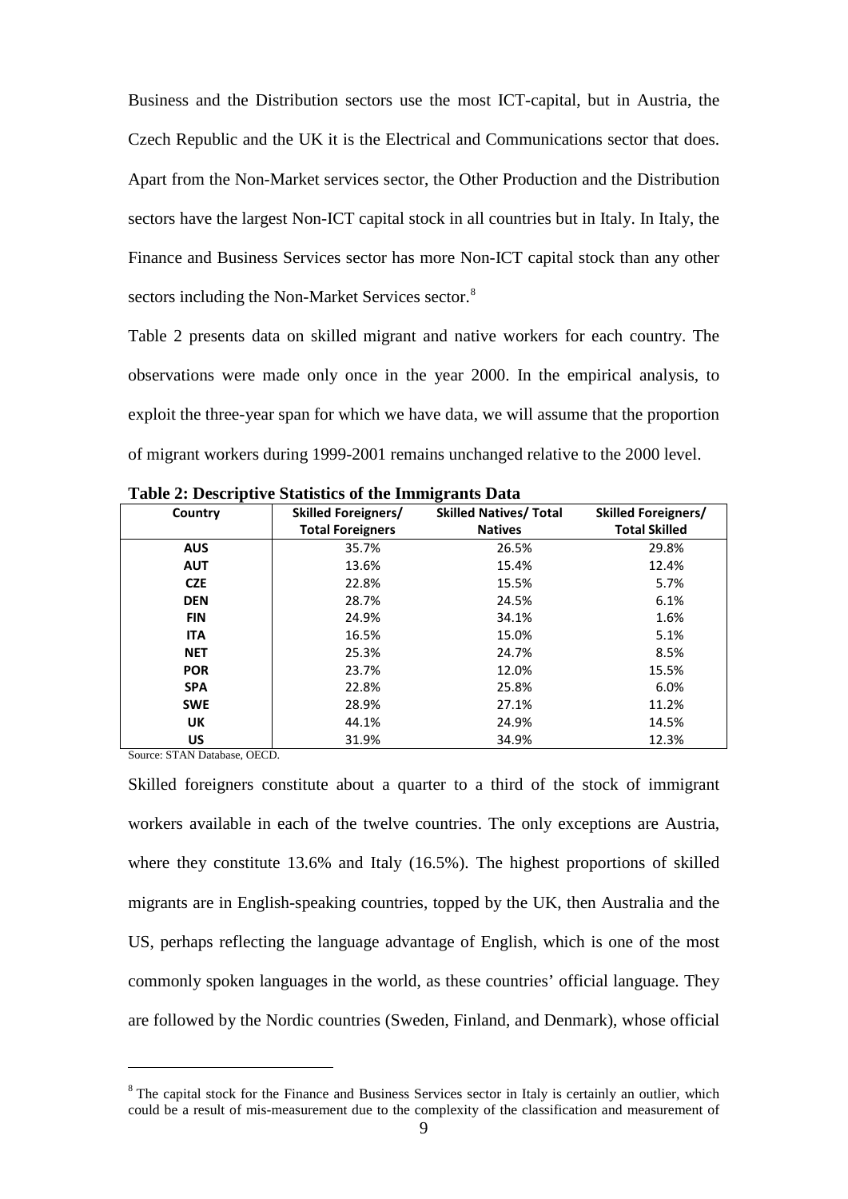Business and the Distribution sectors use the most ICT-capital, but in Austria, the Czech Republic and the UK it is the Electrical and Communications sector that does. Apart from the Non-Market services sector, the Other Production and the Distribution sectors have the largest Non-ICT capital stock in all countries but in Italy. In Italy, the Finance and Business Services sector has more Non-ICT capital stock than any other sectors including the Non-Market Services sector.[8]

Table 2 presents data on skilled migrant and native workers for each country. The observations were made only once in the year 2000. In the empirical analysis, to exploit the three-year span for which we have data, we will assume that the proportion of migrant workers during 1999-2001 remains unchanged relative to the 2000 level.

**Table 2: Descriptive Statistics of the Immigrants Data**

| Country | Skilled Foreigners/ Total Foreigners | Skilled Natives/ Total Natives | Skilled Foreigners/ Total Skilled |
|---|---|---|---|
| AUS | 35.7% | 26.5% | 29.8% |
| AUT | 13.6% | 15.4% | 12.4% |
| CZE | 22.8% | 15.5% | 5.7% |
| DEN | 28.7% | 24.5% | 6.1% |
| FIN | 24.9% | 34.1% | 1.6% |
| ITA | 16.5% | 15.0% | 5.1% |
| NET | 25.3% | 24.7% | 8.5% |
| POR | 23.7% | 12.0% | 15.5% |
| SPA | 22.8% | 25.8% | 6.0% |
| SWE | 28.9% | 27.1% | 11.2% |
| UK | 44.1% | 24.9% | 14.5% |
| US | 31.9% | 34.9% | 12.3% |

Source: STAN Database, OECD.

Skilled foreigners constitute about a quarter to a third of the stock of immigrant workers available in each of the twelve countries. The only exceptions are Austria, where they constitute 13.6% and Italy (16.5%). The highest proportions of skilled migrants are in English-speaking countries, topped by the UK, then Australia and the US, perhaps reflecting the language advantage of English, which is one of the most commonly spoken languages in the world, as these countries' official language. They are followed by the Nordic countries (Sweden, Finland, and Denmark), whose official

[8] The capital stock for the Finance and Business Services sector in Italy is certainly an outlier, which could be a result of mis-measurement due to the complexity of the classification and measurement of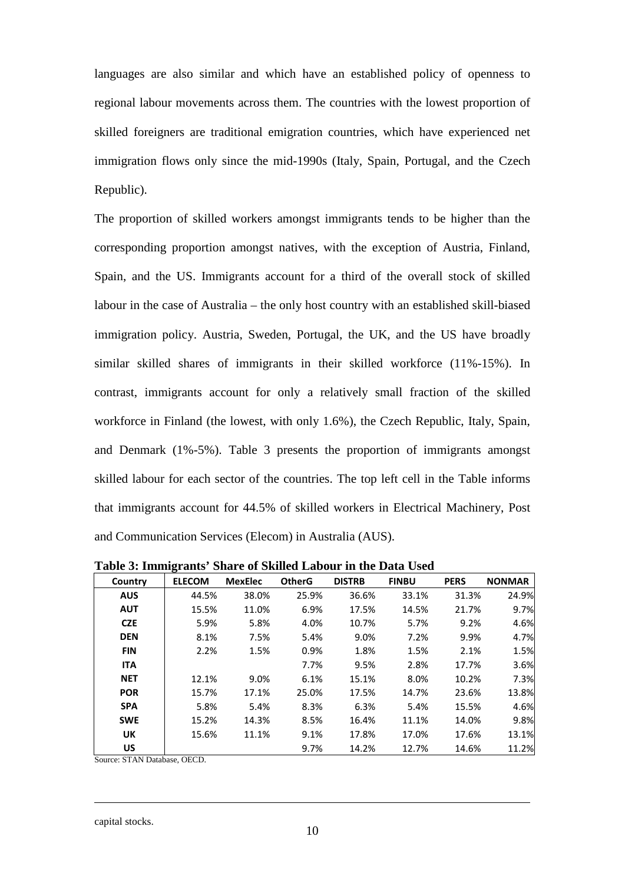languages are also similar and which have an established policy of openness to regional labour movements across them. The countries with the lowest proportion of skilled foreigners are traditional emigration countries, which have experienced net immigration flows only since the mid-1990s (Italy, Spain, Portugal, and the Czech Republic).

The proportion of skilled workers amongst immigrants tends to be higher than the corresponding proportion amongst natives, with the exception of Austria, Finland, Spain, and the US. Immigrants account for a third of the overall stock of skilled labour in the case of Australia – the only host country with an established skill-biased immigration policy. Austria, Sweden, Portugal, the UK, and the US have broadly similar skilled shares of immigrants in their skilled workforce (11%-15%). In contrast, immigrants account for only a relatively small fraction of the skilled workforce in Finland (the lowest, with only 1.6%), the Czech Republic, Italy, Spain, and Denmark (1%-5%). Table 3 presents the proportion of immigrants amongst skilled labour for each sector of the countries. The top left cell in the Table informs that immigrants account for 44.5% of skilled workers in Electrical Machinery, Post and Communication Services (Elecom) in Australia (AUS).

**Table 3: Immigrants' Share of Skilled Labour in the Data Used**

| Country | ELECOM | MexElec | OtherG | DISTRB | FINBU | PERS | NONMAR |
|---|---|---|---|---|---|---|---|
| AUS | 44.5% | 38.0% | 25.9% | 36.6% | 33.1% | 31.3% | 24.9% |
| AUT | 15.5% | 11.0% | 6.9% | 17.5% | 14.5% | 21.7% | 9.7% |
| CZE | 5.9% | 5.8% | 4.0% | 10.7% | 5.7% | 9.2% | 4.6% |
| DEN | 8.1% | 7.5% | 5.4% | 9.0% | 7.2% | 9.9% | 4.7% |
| FIN | 2.2% | 1.5% | 0.9% | 1.8% | 1.5% | 2.1% | 1.5% |
| ITA | | | 7.7% | 9.5% | 2.8% | 17.7% | 3.6% |
| NET | 12.1% | 9.0% | 6.1% | 15.1% | 8.0% | 10.2% | 7.3% |
| POR | 15.7% | 17.1% | 25.0% | 17.5% | 14.7% | 23.6% | 13.8% |
| SPA | 5.8% | 5.4% | 8.3% | 6.3% | 5.4% | 15.5% | 4.6% |
| SWE | 15.2% | 14.3% | 8.5% | 16.4% | 11.1% | 14.0% | 9.8% |
| UK | 15.6% | 11.1% | 9.1% | 17.8% | 17.0% | 17.6% | 13.1% |
| US | | | 9.7% | 14.2% | 12.7% | 14.6% | 11.2% |

Source: STAN Database, OECD.

capital stocks.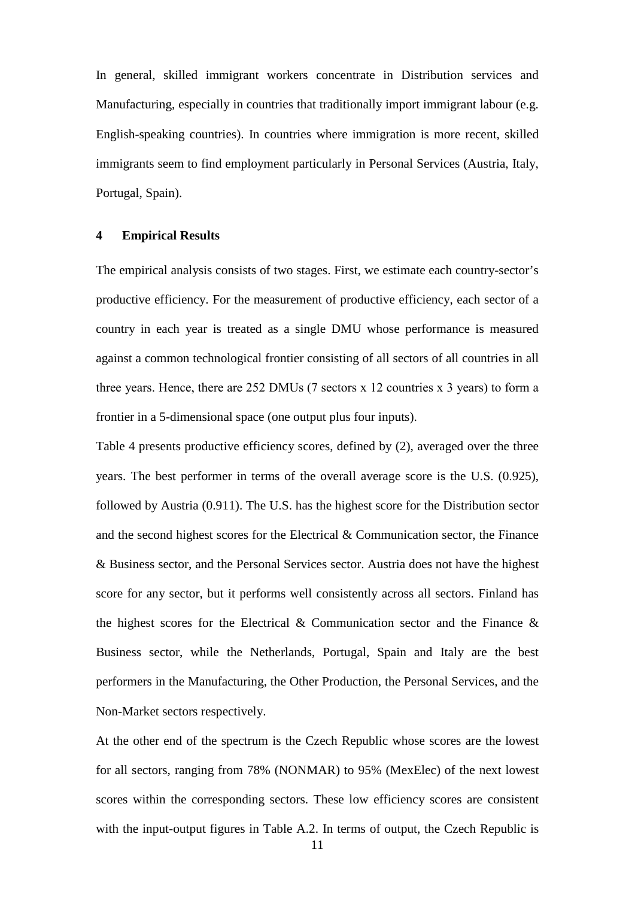In general, skilled immigrant workers concentrate in Distribution services and Manufacturing, especially in countries that traditionally import immigrant labour (e.g. English-speaking countries). In countries where immigration is more recent, skilled immigrants seem to find employment particularly in Personal Services (Austria, Italy, Portugal, Spain).

## 4 Empirical Results

The empirical analysis consists of two stages. First, we estimate each country-sector's productive efficiency. For the measurement of productive efficiency, each sector of a country in each year is treated as a single DMU whose performance is measured against a common technological frontier consisting of all sectors of all countries in all three years. Hence, there are 252 DMUs (7 sectors x 12 countries x 3 years) to form a frontier in a 5-dimensional space (one output plus four inputs).

Table 4 presents productive efficiency scores, defined by (2), averaged over the three years. The best performer in terms of the overall average score is the U.S. (0.925), followed by Austria (0.911). The U.S. has the highest score for the Distribution sector and the second highest scores for the Electrical & Communication sector, the Finance & Business sector, and the Personal Services sector. Austria does not have the highest score for any sector, but it performs well consistently across all sectors. Finland has the highest scores for the Electrical & Communication sector and the Finance & Business sector, while the Netherlands, Portugal, Spain and Italy are the best performers in the Manufacturing, the Other Production, the Personal Services, and the Non-Market sectors respectively.

At the other end of the spectrum is the Czech Republic whose scores are the lowest for all sectors, ranging from 78% (NONMAR) to 95% (MexElec) of the next lowest scores within the corresponding sectors. These low efficiency scores are consistent with the input-output figures in Table A.2. In terms of output, the Czech Republic is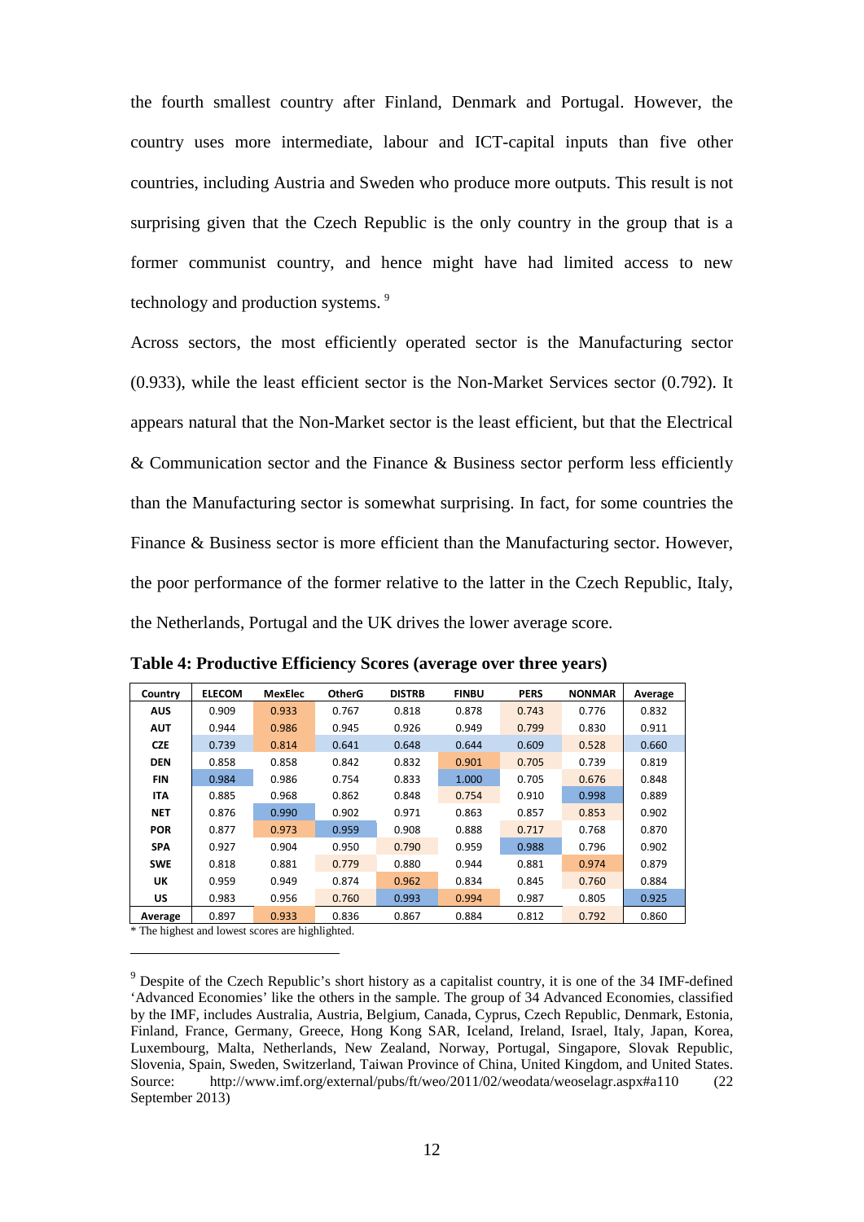the fourth smallest country after Finland, Denmark and Portugal. However, the country uses more intermediate, labour and ICT-capital inputs than five other countries, including Austria and Sweden who produce more outputs. This result is not surprising given that the Czech Republic is the only country in the group that is a former communist country, and hence might have had limited access to new technology and production systems. [9]

Across sectors, the most efficiently operated sector is the Manufacturing sector (0.933), while the least efficient sector is the Non-Market Services sector (0.792). It appears natural that the Non-Market sector is the least efficient, but that the Electrical & Communication sector and the Finance & Business sector perform less efficiently than the Manufacturing sector is somewhat surprising. In fact, for some countries the Finance & Business sector is more efficient than the Manufacturing sector. However, the poor performance of the former relative to the latter in the Czech Republic, Italy, the Netherlands, Portugal and the UK drives the lower average score.

**Table 4: Productive Efficiency Scores (average over three years)**

| Country | ELECOM | MexElec | OtherG | DISTRB | FINBU | PERS | NONMAR | Average |
|---|---|---|---|---|---|---|---|---|
| AUS | 0.909 | 0.933 | 0.767 | 0.818 | 0.878 | 0.743 | 0.776 | 0.832 |
| AUT | 0.944 | 0.986 | 0.945 | 0.926 | 0.949 | 0.799 | 0.830 | 0.911 |
| CZE | 0.739 | 0.814 | 0.641 | 0.648 | 0.644 | 0.609 | 0.528 | 0.660 |
| DEN | 0.858 | 0.858 | 0.842 | 0.832 | 0.901 | 0.705 | 0.739 | 0.819 |
| FIN | 0.984 | 0.986 | 0.754 | 0.833 | 1.000 | 0.705 | 0.676 | 0.848 |
| ITA | 0.885 | 0.968 | 0.862 | 0.848 | 0.754 | 0.910 | 0.998 | 0.889 |
| NET | 0.876 | 0.990 | 0.902 | 0.971 | 0.863 | 0.857 | 0.853 | 0.902 |
| POR | 0.877 | 0.973 | 0.959 | 0.908 | 0.888 | 0.717 | 0.768 | 0.870 |
| SPA | 0.927 | 0.904 | 0.950 | 0.790 | 0.959 | 0.988 | 0.796 | 0.902 |
| SWE | 0.818 | 0.881 | 0.779 | 0.880 | 0.944 | 0.881 | 0.974 | 0.879 |
| UK | 0.959 | 0.949 | 0.874 | 0.962 | 0.834 | 0.845 | 0.760 | 0.884 |
| US | 0.983 | 0.956 | 0.760 | 0.993 | 0.994 | 0.987 | 0.805 | 0.925 |
| Average | 0.897 | 0.933 | 0.836 | 0.867 | 0.884 | 0.812 | 0.792 | 0.860 |

* The highest and lowest scores are highlighted.

[9] Despite of the Czech Republic's short history as a capitalist country, it is one of the 34 IMF-defined 'Advanced Economies' like the others in the sample. The group of 34 Advanced Economies, classified by the IMF, includes Australia, Austria, Belgium, Canada, Cyprus, Czech Republic, Denmark, Estonia, Finland, France, Germany, Greece, Hong Kong SAR, Iceland, Ireland, Israel, Italy, Japan, Korea, Luxembourg, Malta, Netherlands, New Zealand, Norway, Portugal, Singapore, Slovak Republic, Slovenia, Spain, Sweden, Switzerland, Taiwan Province of China, United Kingdom, and United States. Source: http://www.imf.org/external/pubs/ft/weo/2011/02/weodata/weoselagr.aspx#a110 (22 September 2013)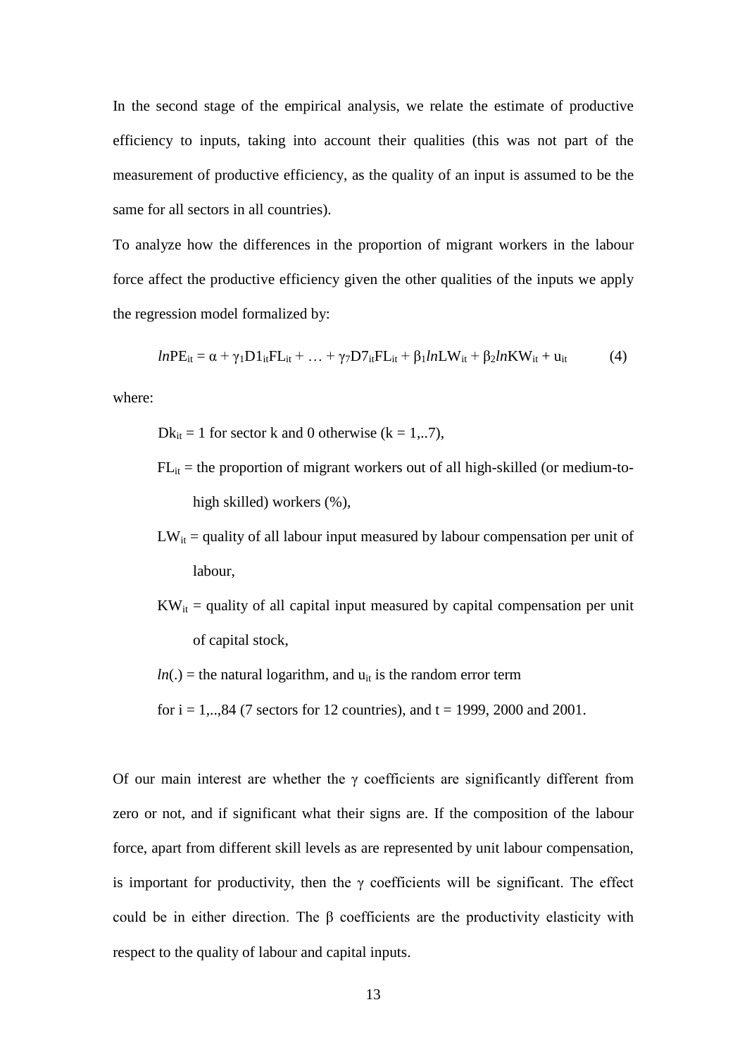In the second stage of the empirical analysis, we relate the estimate of productive efficiency to inputs, taking into account their qualities (this was not part of the measurement of productive efficiency, as the quality of an input is assumed to be the same for all sectors in all countries).

To analyze how the differences in the proportion of migrant workers in the labour force affect the productive efficiency given the other qualities of the inputs we apply the regression model formalized by:

$$lnPE_{it} = \alpha + \gamma_1 D1_{it}FL_{it} + \ldots + \gamma_7 D7_{it}FL_{it} + \beta_1 lnLW_{it} + \beta_2 lnKW_{it} + u_{it} \qquad (4)$$

where:

$Dk_{it}$ = 1 for sector k and 0 otherwise (k = 1,..7),

$FL_{it}$ = the proportion of migrant workers out of all high-skilled (or medium-to-high skilled) workers (%),

$LW_{it}$ = quality of all labour input measured by labour compensation per unit of labour,

$KW_{it}$ = quality of all capital input measured by capital compensation per unit of capital stock,

$ln(.)$ = the natural logarithm, and $u_{it}$ is the random error term

for i = 1,..,84 (7 sectors for 12 countries), and t = 1999, 2000 and 2001.

Of our main interest are whether the $\gamma$ coefficients are significantly different from zero or not, and if significant what their signs are. If the composition of the labour force, apart from different skill levels as are represented by unit labour compensation, is important for productivity, then the $\gamma$ coefficients will be significant. The effect could be in either direction. The $\beta$ coefficients are the productivity elasticity with respect to the quality of labour and capital inputs.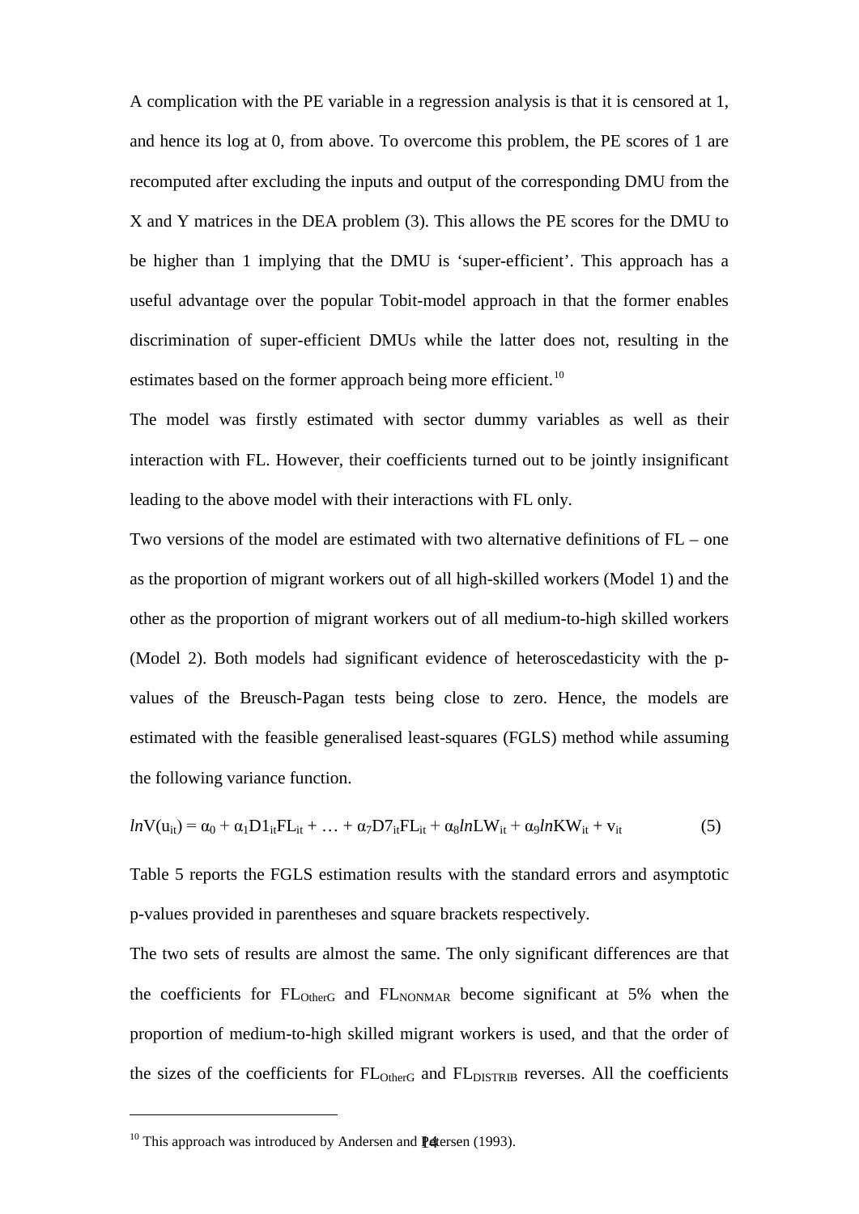A complication with the PE variable in a regression analysis is that it is censored at 1, and hence its log at 0, from above. To overcome this problem, the PE scores of 1 are recomputed after excluding the inputs and output of the corresponding DMU from the X and Y matrices in the DEA problem (3). This allows the PE scores for the DMU to be higher than 1 implying that the DMU is 'super-efficient'. This approach has a useful advantage over the popular Tobit-model approach in that the former enables discrimination of super-efficient DMUs while the latter does not, resulting in the estimates based on the former approach being more efficient.[10]

The model was firstly estimated with sector dummy variables as well as their interaction with FL. However, their coefficients turned out to be jointly insignificant leading to the above model with their interactions with FL only.

Two versions of the model are estimated with two alternative definitions of FL – one as the proportion of migrant workers out of all high-skilled workers (Model 1) and the other as the proportion of migrant workers out of all medium-to-high skilled workers (Model 2). Both models had significant evidence of heteroscedasticity with the p-values of the Breusch-Pagan tests being close to zero. Hence, the models are estimated with the feasible generalised least-squares (FGLS) method while assuming the following variance function.

$$lnV(u_{it}) = \alpha_0 + \alpha_1 D1_{it}FL_{it} + \ldots + \alpha_7 D7_{it}FL_{it} + \alpha_8 lnLW_{it} + \alpha_9 lnKW_{it} + v_{it} \quad (5)$$

Table 5 reports the FGLS estimation results with the standard errors and asymptotic p-values provided in parentheses and square brackets respectively.

The two sets of results are almost the same. The only significant differences are that the coefficients for $FL_{OtherG}$ and $FL_{NONMAR}$ become significant at 5% when the proportion of medium-to-high skilled migrant workers is used, and that the order of the sizes of the coefficients for $FL_{OtherG}$ and $FL_{DISTRIB}$ reverses. All the coefficients

[10] This approach was introduced by Andersen and Petersen (1993).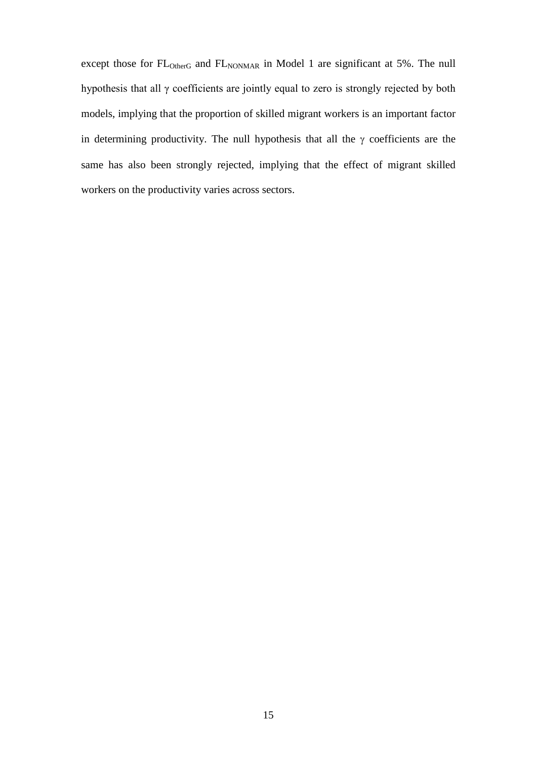except those for $FL_{OtherG}$ and $FL_{NONMAR}$ in Model 1 are significant at 5%. The null hypothesis that all $\gamma$ coefficients are jointly equal to zero is strongly rejected by both models, implying that the proportion of skilled migrant workers is an important factor in determining productivity. The null hypothesis that all the $\gamma$ coefficients are the same has also been strongly rejected, implying that the effect of migrant skilled workers on the productivity varies across sectors.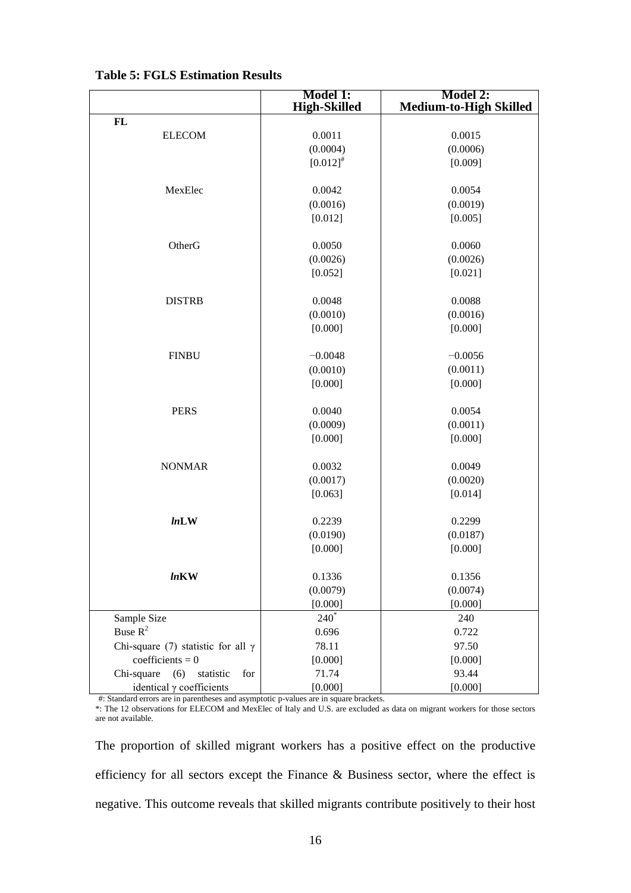**Table 5: FGLS Estimation Results**

| | Model 1: High-Skilled | Model 2: Medium-to-High Skilled |
|---|---|---|
| **FL** | | |
| ELECOM | 0.0011 | 0.0015 |
| | (0.0004) | (0.0006) |
| | [0.012]# | [0.009] |
| MexElec | 0.0042 | 0.0054 |
| | (0.0016) | (0.0019) |
| | [0.012] | [0.005] |
| OtherG | 0.0050 | 0.0060 |
| | (0.0026) | (0.0026) |
| | [0.052] | [0.021] |
| DISTRB | 0.0048 | 0.0088 |
| | (0.0010) | (0.0016) |
| | [0.000] | [0.000] |
| FINBU | −0.0048 | −0.0056 |
| | (0.0010) | (0.0011) |
| | [0.000] | [0.000] |
| PERS | 0.0040 | 0.0054 |
| | (0.0009) | (0.0011) |
| | [0.000] | [0.000] |
| NONMAR | 0.0032 | 0.0049 |
| | (0.0017) | (0.0020) |
| | [0.063] | [0.014] |
| ***ln*LW** | 0.2239 | 0.2299 |
| | (0.0190) | (0.0187) |
| | [0.000] | [0.000] |
| ***ln*KW** | 0.1336 | 0.1356 |
| | (0.0079) | (0.0074) |
| | [0.000] | [0.000] |
| Sample Size | 240* | 240 |
| Buse $R^2$ | 0.696 | 0.722 |
| Chi-square (7) statistic for all $\gamma$ coefficients = 0 | 78.11 | 97.50 |
| | [0.000] | [0.000] |
| Chi-square (6) statistic for identical $\gamma$ coefficients | 71.74 | 93.44 |
| | [0.000] | [0.000] |

#: Standard errors are in parentheses and asymptotic p-values are in square brackets.
*: The 12 observations for ELECOM and MexElec of Italy and U.S. are excluded as data on migrant workers for those sectors are not available.

The proportion of skilled migrant workers has a positive effect on the productive efficiency for all sectors except the Finance & Business sector, where the effect is negative. This outcome reveals that skilled migrants contribute positively to their host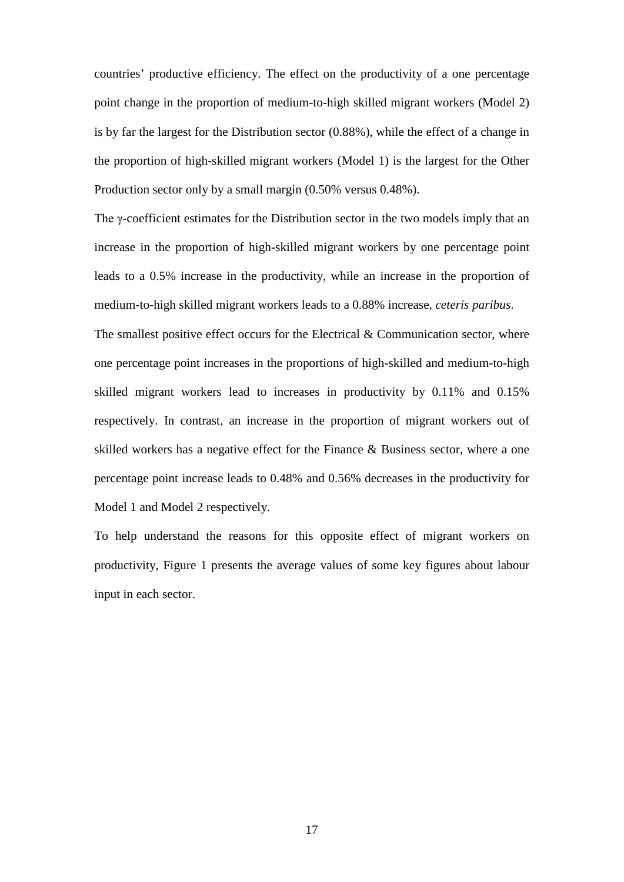countries' productive efficiency. The effect on the productivity of a one percentage point change in the proportion of medium-to-high skilled migrant workers (Model 2) is by far the largest for the Distribution sector (0.88%), while the effect of a change in the proportion of high-skilled migrant workers (Model 1) is the largest for the Other Production sector only by a small margin (0.50% versus 0.48%).

The $\gamma$-coefficient estimates for the Distribution sector in the two models imply that an increase in the proportion of high-skilled migrant workers by one percentage point leads to a 0.5% increase in the productivity, while an increase in the proportion of medium-to-high skilled migrant workers leads to a 0.88% increase, *ceteris paribus*.

The smallest positive effect occurs for the Electrical & Communication sector, where one percentage point increases in the proportions of high-skilled and medium-to-high skilled migrant workers lead to increases in productivity by 0.11% and 0.15% respectively. In contrast, an increase in the proportion of migrant workers out of skilled workers has a negative effect for the Finance & Business sector, where a one percentage point increase leads to 0.48% and 0.56% decreases in the productivity for Model 1 and Model 2 respectively.

To help understand the reasons for this opposite effect of migrant workers on productivity, Figure 1 presents the average values of some key figures about labour input in each sector.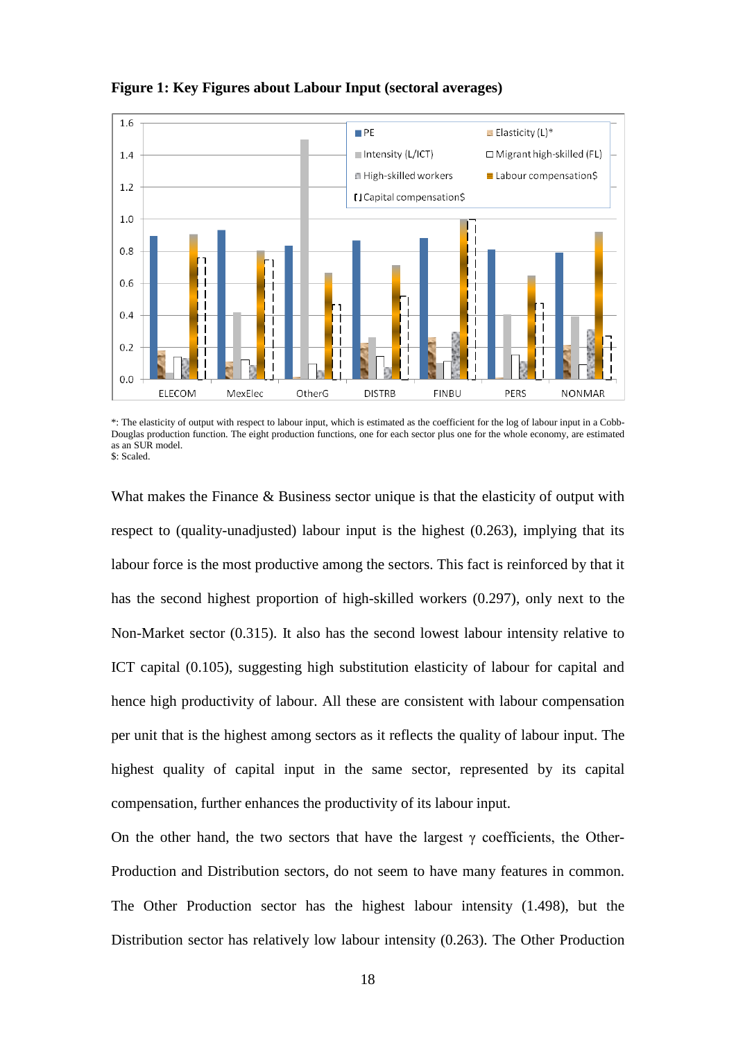**Figure 1: Key Figures about Labour Input (sectoral averages)**

*: The elasticity of output with respect to labour input, which is estimated as the coefficient for the log of labour input in a Cobb-Douglas production function. The eight production functions, one for each sector plus one for the whole economy, are estimated as an SUR model.
$: Scaled.

What makes the Finance & Business sector unique is that the elasticity of output with respect to (quality-unadjusted) labour input is the highest (0.263), implying that its labour force is the most productive among the sectors. This fact is reinforced by that it has the second highest proportion of high-skilled workers (0.297), only next to the Non-Market sector (0.315). It also has the second lowest labour intensity relative to ICT capital (0.105), suggesting high substitution elasticity of labour for capital and hence high productivity of labour. All these are consistent with labour compensation per unit that is the highest among sectors as it reflects the quality of labour input. The highest quality of capital input in the same sector, represented by its capital compensation, further enhances the productivity of its labour input.

On the other hand, the two sectors that have the largest $\gamma$ coefficients, the Other-Production and Distribution sectors, do not seem to have many features in common. The Other Production sector has the highest labour intensity (1.498), but the Distribution sector has relatively low labour intensity (0.263). The Other Production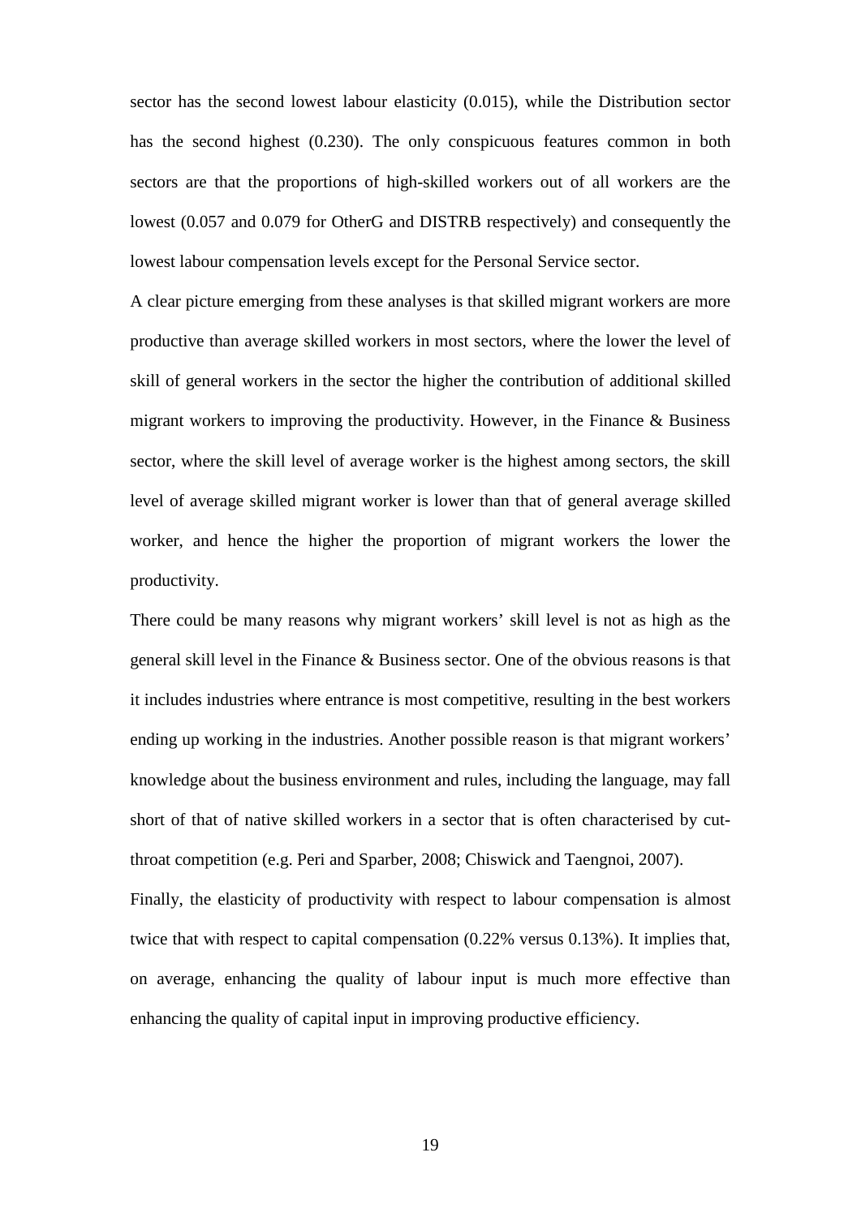sector has the second lowest labour elasticity (0.015), while the Distribution sector has the second highest (0.230). The only conspicuous features common in both sectors are that the proportions of high-skilled workers out of all workers are the lowest (0.057 and 0.079 for OtherG and DISTRB respectively) and consequently the lowest labour compensation levels except for the Personal Service sector.

A clear picture emerging from these analyses is that skilled migrant workers are more productive than average skilled workers in most sectors, where the lower the level of skill of general workers in the sector the higher the contribution of additional skilled migrant workers to improving the productivity. However, in the Finance & Business sector, where the skill level of average worker is the highest among sectors, the skill level of average skilled migrant worker is lower than that of general average skilled worker, and hence the higher the proportion of migrant workers the lower the productivity.

There could be many reasons why migrant workers' skill level is not as high as the general skill level in the Finance & Business sector. One of the obvious reasons is that it includes industries where entrance is most competitive, resulting in the best workers ending up working in the industries. Another possible reason is that migrant workers' knowledge about the business environment and rules, including the language, may fall short of that of native skilled workers in a sector that is often characterised by cut-throat competition (e.g. Peri and Sparber, 2008; Chiswick and Taengnoi, 2007).

Finally, the elasticity of productivity with respect to labour compensation is almost twice that with respect to capital compensation (0.22% versus 0.13%). It implies that, on average, enhancing the quality of labour input is much more effective than enhancing the quality of capital input in improving productive efficiency.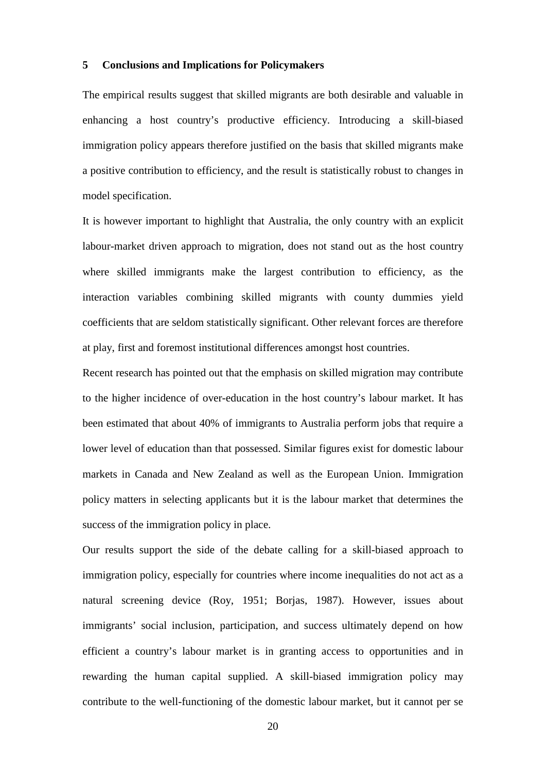## 5 Conclusions and Implications for Policymakers

The empirical results suggest that skilled migrants are both desirable and valuable in enhancing a host country's productive efficiency. Introducing a skill-biased immigration policy appears therefore justified on the basis that skilled migrants make a positive contribution to efficiency, and the result is statistically robust to changes in model specification.

It is however important to highlight that Australia, the only country with an explicit labour-market driven approach to migration, does not stand out as the host country where skilled immigrants make the largest contribution to efficiency, as the interaction variables combining skilled migrants with county dummies yield coefficients that are seldom statistically significant. Other relevant forces are therefore at play, first and foremost institutional differences amongst host countries.

Recent research has pointed out that the emphasis on skilled migration may contribute to the higher incidence of over-education in the host country's labour market. It has been estimated that about 40% of immigrants to Australia perform jobs that require a lower level of education than that possessed. Similar figures exist for domestic labour markets in Canada and New Zealand as well as the European Union. Immigration policy matters in selecting applicants but it is the labour market that determines the success of the immigration policy in place.

Our results support the side of the debate calling for a skill-biased approach to immigration policy, especially for countries where income inequalities do not act as a natural screening device (Roy, 1951; Borjas, 1987). However, issues about immigrants' social inclusion, participation, and success ultimately depend on how efficient a country's labour market is in granting access to opportunities and in rewarding the human capital supplied. A skill-biased immigration policy may contribute to the well-functioning of the domestic labour market, but it cannot per se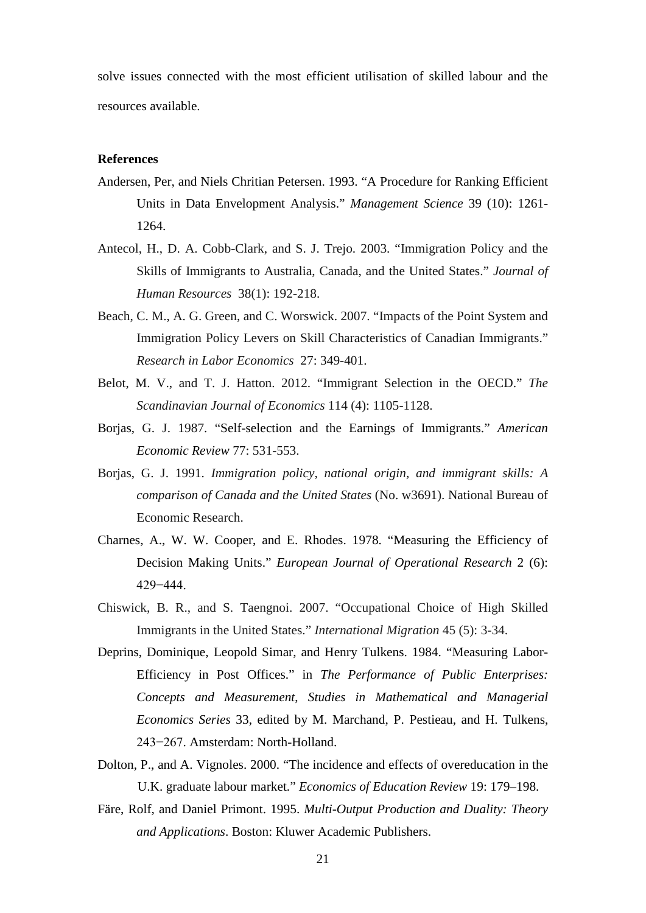solve issues connected with the most efficient utilisation of skilled labour and the resources available.

**References**

Andersen, Per, and Niels Chritian Petersen. 1993. "A Procedure for Ranking Efficient Units in Data Envelopment Analysis." *Management Science* 39 (10): 1261-1264.

Antecol, H., D. A. Cobb-Clark, and S. J. Trejo. 2003. "Immigration Policy and the Skills of Immigrants to Australia, Canada, and the United States." *Journal of Human Resources* 38(1): 192-218.

Beach, C. M., A. G. Green, and C. Worswick. 2007. "Impacts of the Point System and Immigration Policy Levers on Skill Characteristics of Canadian Immigrants." *Research in Labor Economics* 27: 349-401.

Belot, M. V., and T. J. Hatton. 2012. "Immigrant Selection in the OECD." *The Scandinavian Journal of Economics* 114 (4): 1105-1128.

Borjas, G. J. 1987. "Self-selection and the Earnings of Immigrants." *American Economic Review* 77: 531-553.

Borjas, G. J. 1991. *Immigration policy, national origin, and immigrant skills: A comparison of Canada and the United States* (No. w3691). National Bureau of Economic Research.

Charnes, A., W. W. Cooper, and E. Rhodes. 1978. "Measuring the Efficiency of Decision Making Units." *European Journal of Operational Research* 2 (6): 429−444.

Chiswick, B. R., and S. Taengnoi. 2007. "Occupational Choice of High Skilled Immigrants in the United States." *International Migration* 45 (5): 3-34.

Deprins, Dominique, Leopold Simar, and Henry Tulkens. 1984. "Measuring Labor-Efficiency in Post Offices." in *The Performance of Public Enterprises: Concepts and Measurement*, *Studies in Mathematical and Managerial Economics Series* 33, edited by M. Marchand, P. Pestieau, and H. Tulkens, 243−267. Amsterdam: North-Holland.

Dolton, P., and A. Vignoles. 2000. "The incidence and effects of overeducation in the U.K. graduate labour market." *Economics of Education Review* 19: 179–198.

Färe, Rolf, and Daniel Primont. 1995. *Multi-Output Production and Duality: Theory and Applications*. Boston: Kluwer Academic Publishers.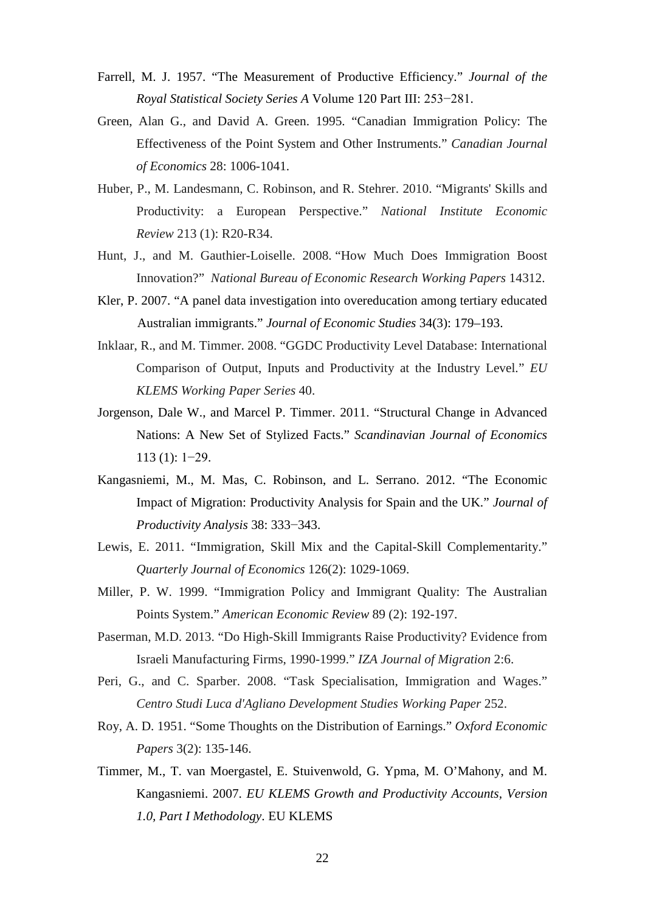Farrell, M. J. 1957. "The Measurement of Productive Efficiency." *Journal of the Royal Statistical Society Series A* Volume 120 Part III: 253−281.

Green, Alan G., and David A. Green. 1995. "Canadian Immigration Policy: The Effectiveness of the Point System and Other Instruments." *Canadian Journal of Economics* 28: 1006-1041.

Huber, P., M. Landesmann, C. Robinson, and R. Stehrer. 2010. "Migrants' Skills and Productivity: a European Perspective." *National Institute Economic Review* 213 (1): R20-R34.

Hunt, J., and M. Gauthier-Loiselle. 2008. "How Much Does Immigration Boost Innovation?" *National Bureau of Economic Research Working Papers* 14312.

Kler, P. 2007. "A panel data investigation into overeducation among tertiary educated Australian immigrants." *Journal of Economic Studies* 34(3): 179–193.

Inklaar, R., and M. Timmer. 2008. "GGDC Productivity Level Database: International Comparison of Output, Inputs and Productivity at the Industry Level." *EU KLEMS Working Paper Series* 40.

Jorgenson, Dale W., and Marcel P. Timmer. 2011. "Structural Change in Advanced Nations: A New Set of Stylized Facts." *Scandinavian Journal of Economics* 113 (1): 1−29.

Kangasniemi, M., M. Mas, C. Robinson, and L. Serrano. 2012. "The Economic Impact of Migration: Productivity Analysis for Spain and the UK." *Journal of Productivity Analysis* 38: 333−343.

Lewis, E. 2011. "Immigration, Skill Mix and the Capital-Skill Complementarity." *Quarterly Journal of Economics* 126(2): 1029-1069.

Miller, P. W. 1999. "Immigration Policy and Immigrant Quality: The Australian Points System." *American Economic Review* 89 (2): 192-197.

Paserman, M.D. 2013. "Do High-Skill Immigrants Raise Productivity? Evidence from Israeli Manufacturing Firms, 1990-1999." *IZA Journal of Migration* 2:6.

Peri, G., and C. Sparber. 2008. "Task Specialisation, Immigration and Wages." *Centro Studi Luca d'Agliano Development Studies Working Paper* 252.

Roy, A. D. 1951. "Some Thoughts on the Distribution of Earnings." *Oxford Economic Papers* 3(2): 135-146.

Timmer, M., T. van Moergastel, E. Stuivenwold, G. Ypma, M. O'Mahony, and M. Kangasniemi. 2007. *EU KLEMS Growth and Productivity Accounts, Version 1.0, Part I Methodology*. EU KLEMS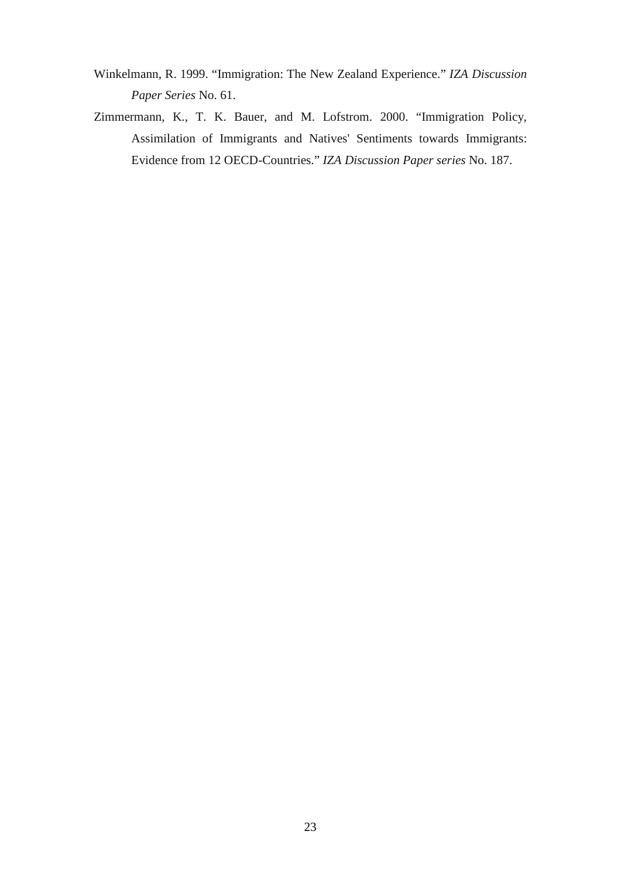Winkelmann, R. 1999. "Immigration: The New Zealand Experience." *IZA Discussion Paper Series* No. 61.

Zimmermann, K., T. K. Bauer, and M. Lofstrom. 2000. "Immigration Policy, Assimilation of Immigrants and Natives' Sentiments towards Immigrants: Evidence from 12 OECD-Countries." *IZA Discussion Paper series* No. 187.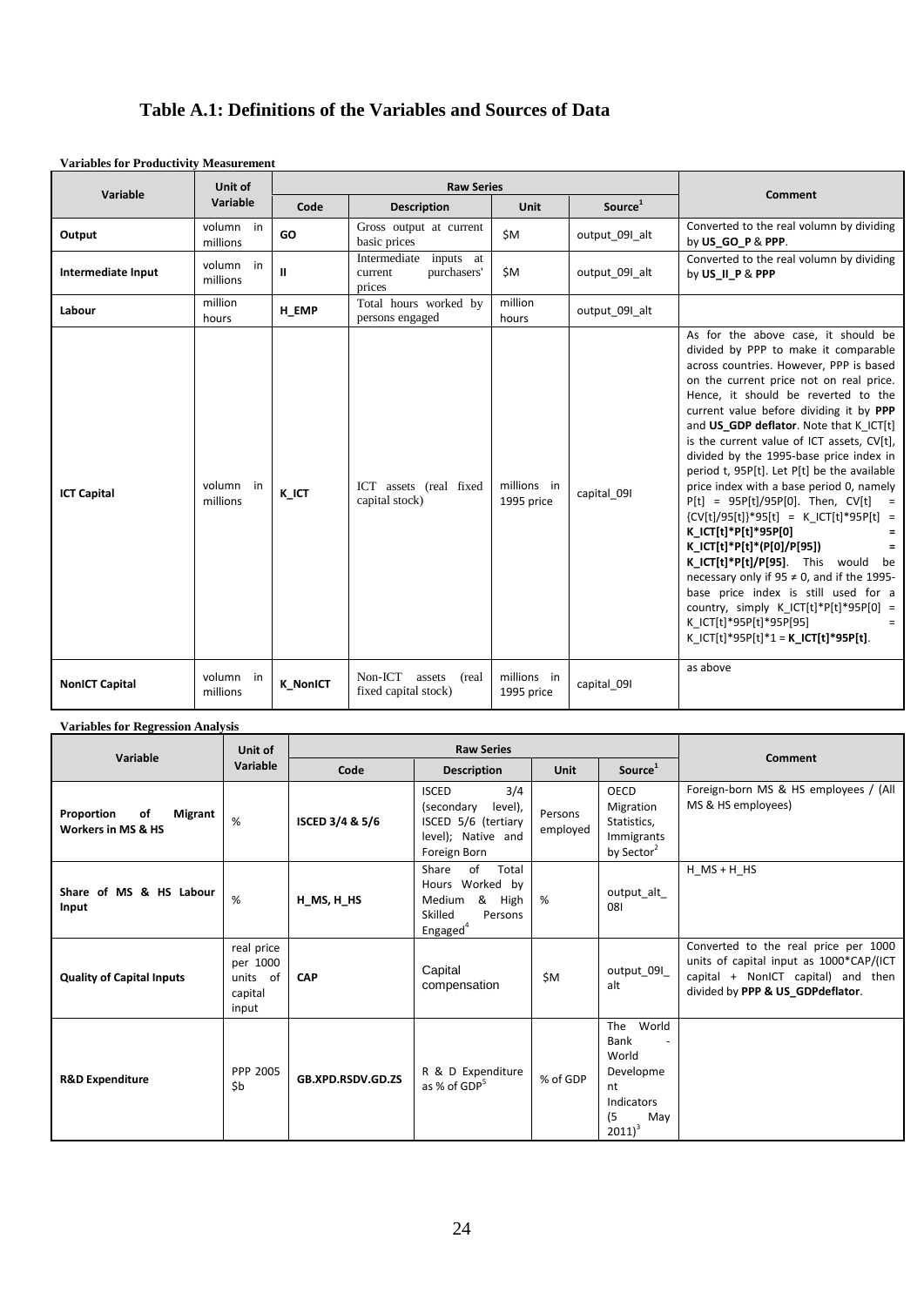# Table A.1: Definitions of the Variables and Sources of Data

**Variables for Productivity Measurement**

| Variable | Unit of Variable | Raw Series | | | | Comment |
|---|---|---|---|---|---|---|
| | | Code | Description | Unit | Source[1] | |
| **Output** | volumn in millions | **GO** | Gross output at current basic prices | $M | output_09I_alt | Converted to the real volumn by dividing by **US_GO_P** & **PPP**. |
| **Intermediate Input** | volumn in millions | **II** | Intermediate inputs at current purchasers' prices | $M | output_09I_alt | Converted to the real volumn by dividing by **US_II_P** & **PPP** |
| **Labour** | million hours | **H_EMP** | Total hours worked by persons engaged | million hours | output_09I_alt | |
| **ICT Capital** | volumn in millions | **K_ICT** | ICT assets (real fixed capital stock) | millions in 1995 price | capital_09I | As for the above case, it should be divided by PPP to make it comparable across countries. However, PPP is based on the current price not on real price. Hence, it should be reverted to the current value before dividing it by **PPP** and **US_GDP deflator**. Note that K_ICT[t] is the current value of ICT assets, CV[t], divided by the 1995-base price index in period t, 95P[t]. Let P[t] be the available price index with a base period 0, namely P[t] = 95P[t]/95P[0]. Then, CV[t] = {CV[t]/95[t]}*95[t] = K_ICT[t]*95P[t] = **K_ICT[t]*P[t]*95P[0]** = **K_ICT[t]*P[t]*(P[0]/P[95])** = **K_ICT[t]*P[t]/P[95]**. This would be necessary only if 95 ≠ 0, and if the 1995-base price index is still used for a country, simply K_ICT[t]*P[t]*95P[0] = K_ICT[t]*95P[t]*95P[95] = K_ICT[t]*95P[t]*1 = **K_ICT[t]*95P[t]**. |
| **NonICT Capital** | volumn in millions | **K_NonICT** | Non-ICT assets (real fixed capital stock) | millions in 1995 price | capital_09I | as above |

**Variables for Regression Analysis**

| Variable | Unit of Variable | Raw Series | | | | Comment |
|---|---|---|---|---|---|---|
| | | Code | Description | Unit | Source[1] | |
| **Proportion of Migrant Workers in MS & HS** | % | **ISCED 3/4 & 5/6** | ISCED 3/4 (secondary level), ISCED 5/6 (tertiary level); Native and Foreign Born | Persons employed | OECD Migration Statistics, Immigrants by Sector[2] | Foreign-born MS & HS employees / (All MS & HS employees) |
| **Share of MS & HS Labour Input** | % | **H_MS, H_HS** | Share of Total Hours Worked by Medium & High Skilled Persons Engaged[4] | % | output_alt_08I | H_MS + H_HS |
| **Quality of Capital Inputs** | real price per 1000 units of capital input | **CAP** | Capital compensation | $M | output_09I_alt | Converted to the real price per 1000 units of capital input as 1000*CAP/(ICT capital + NonICT capital) and then divided by **PPP & US_GDPdeflator**. |
| **R&D Expenditure** | PPP 2005 $b | **GB.XPD.RSDV.GD.ZS** | R & D Expenditure as % of GDP[5] | % of GDP | The World Bank - World Development Indicators (5 May 2011)[3] | |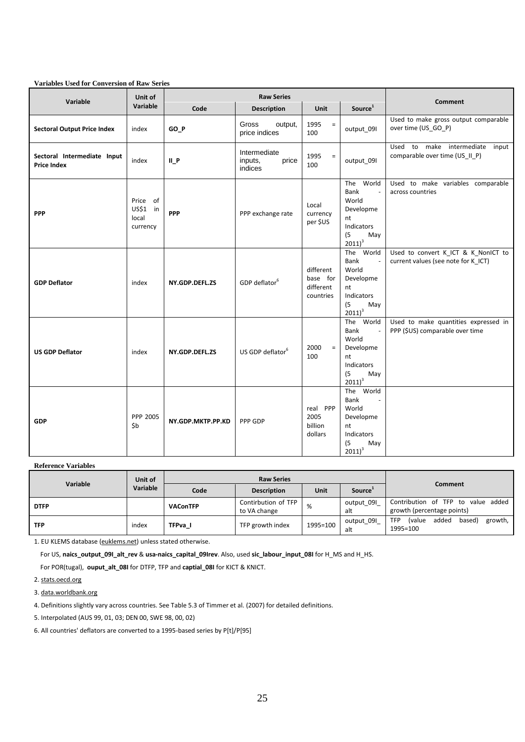**Variables Used for Conversion of Raw Series**

| Variable | Unit of Variable | Raw Series | | | | Comment |
|---|---|---|---|---|---|---|
| | | Code | Description | Unit | Source[1] | |
| **Sectoral Output Price Index** | index | **GO_P** | Gross output, price indices | 1995 = 100 | output_09I | Used to make gross output comparable over time (US_GO_P) |
| **Sectoral Intermediate Input Price Index** | index | **II_P** | Intermediate inputs, price indices | 1995 = 100 | output_09I | Used to make intermediate input comparable over time (US_II_P) |
| **PPP** | Price of US$1 in local currency | **PPP** | PPP exchange rate | Local currency per $US | The World Bank - World Development Indicators (5 May 2011)[3] | Used to make variables comparable across countries |
| **GDP Deflator** | index | **NY.GDP.DEFL.ZS** | GDP deflator[6] | different base for different countries | The World Bank - World Development Indicators (5 May 2011)[3] | Used to convert K_ICT & K_NonICT to current values (see note for K_ICT) |
| **US GDP Deflator** | index | **NY.GDP.DEFL.ZS** | US GDP deflator[6] | 2000 = 100 | The World Bank - World Development Indicators (5 May 2011)[3] | Used to make quantities expressed in PPP ($US) comparable over time |
| **GDP** | PPP 2005 $b | **NY.GDP.MKTP.PP.KD** | PPP GDP | real PPP 2005 billion dollars | The World Bank - World Development Indicators (5 May 2011)[3] | |

**Reference Variables**

| Variable | Unit of Variable | Raw Series | | | | Comment |
|---|---|---|---|---|---|---|
| | | Code | Description | Unit | Source[1] | |
| **DTFP** | | **VAConTFP** | Contirbution of TFP to VA change | % | output_09I_alt | Contribution of TFP to value added growth (percentage points) |
| **TFP** | index | **TFPva_I** | TFP growth index | 1995=100 | output_09I_alt | TFP (value added based) growth, 1995=100 |

1. EU KLEMS database (euklems.net) unless stated otherwise.

For US, **naics_output_09I_alt_rev** & **usa-naics_capital_09Irev**. Also, used **sic_labour_input_08I** for H_MS and H_HS.

For POR(tugal), **ouput_alt_08I** for DTFP, TFP and **captial_08I** for KICT & KNICT.

2. stats.oecd.org

3. data.worldbank.org

4. Definitions slightly vary across countries. See Table 5.3 of Timmer et al. (2007) for detailed definitions.

5. Interpolated (AUS 99, 01, 03; DEN 00, SWE 98, 00, 02)

6. All countries' deflators are converted to a 1995-based series by P[t]/P[95]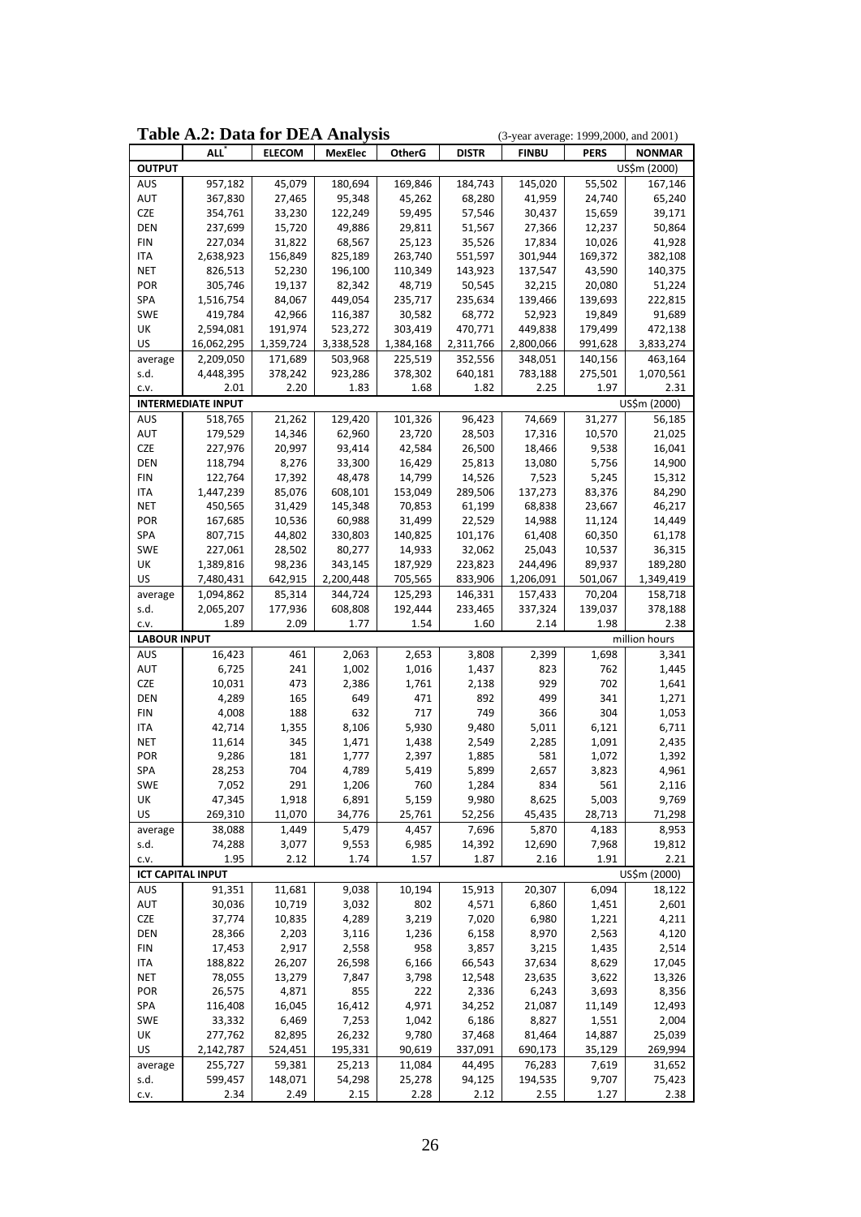## Table A.2: Data for DEA Analysis

(3-year average: 1999,2000, and 2001)

| | ALL[*] | ELECOM | MexElec | OtherG | DISTR | FINBU | PERS | NONMAR |
|---|---|---|---|---|---|---|---|---|
| **OUTPUT** | | | | | | | | US$m (2000) |
| AUS | 957,182 | 45,079 | 180,694 | 169,846 | 184,743 | 145,020 | 55,502 | 167,146 |
| AUT | 367,830 | 27,465 | 95,348 | 45,262 | 68,280 | 41,959 | 24,740 | 65,240 |
| CZE | 354,761 | 33,230 | 122,249 | 59,495 | 57,546 | 30,437 | 15,659 | 39,171 |
| DEN | 237,699 | 15,720 | 49,886 | 29,811 | 51,567 | 27,366 | 12,237 | 50,864 |
| FIN | 227,034 | 31,822 | 68,567 | 25,123 | 35,526 | 17,834 | 10,026 | 41,928 |
| ITA | 2,638,923 | 156,849 | 825,189 | 263,740 | 551,597 | 301,944 | 169,372 | 382,108 |
| NET | 826,513 | 52,230 | 196,100 | 110,349 | 143,923 | 137,547 | 43,590 | 140,375 |
| POR | 305,746 | 19,137 | 82,342 | 48,719 | 50,545 | 32,215 | 20,080 | 51,224 |
| SPA | 1,516,754 | 84,067 | 449,054 | 235,717 | 235,634 | 139,466 | 139,693 | 222,815 |
| SWE | 419,784 | 42,966 | 116,387 | 30,582 | 68,772 | 52,923 | 19,849 | 91,689 |
| UK | 2,594,081 | 191,974 | 523,272 | 303,419 | 470,771 | 449,838 | 179,499 | 472,138 |
| US | 16,062,295 | 1,359,724 | 3,338,528 | 1,384,168 | 2,311,766 | 2,800,066 | 991,628 | 3,833,274 |
| average | 2,209,050 | 171,689 | 503,968 | 225,519 | 352,556 | 348,051 | 140,156 | 463,164 |
| s.d. | 4,448,395 | 378,242 | 923,286 | 378,302 | 640,181 | 783,188 | 275,501 | 1,070,561 |
| c.v. | 2.01 | 2.20 | 1.83 | 1.68 | 1.82 | 2.25 | 1.97 | 2.31 |
| **INTERMEDIATE INPUT** | | | | | | | | US$m (2000) |
| AUS | 518,765 | 21,262 | 129,420 | 101,326 | 96,423 | 74,669 | 31,277 | 56,185 |
| AUT | 179,529 | 14,346 | 62,960 | 23,720 | 28,503 | 17,316 | 10,570 | 21,025 |
| CZE | 227,976 | 20,997 | 93,414 | 42,584 | 26,500 | 18,466 | 9,538 | 16,041 |
| DEN | 118,794 | 8,276 | 33,300 | 16,429 | 25,813 | 13,080 | 5,756 | 14,900 |
| FIN | 122,764 | 17,392 | 48,478 | 14,799 | 14,526 | 7,523 | 5,245 | 15,312 |
| ITA | 1,447,239 | 85,076 | 608,101 | 153,049 | 289,506 | 137,273 | 83,376 | 84,290 |
| NET | 450,565 | 31,429 | 145,348 | 70,853 | 61,199 | 68,838 | 23,667 | 46,217 |
| POR | 167,685 | 10,536 | 60,988 | 31,499 | 22,529 | 14,988 | 11,124 | 14,449 |
| SPA | 807,715 | 44,802 | 330,803 | 140,825 | 101,176 | 61,408 | 60,350 | 61,178 |
| SWE | 227,061 | 28,502 | 80,277 | 14,933 | 32,062 | 25,043 | 10,537 | 36,315 |
| UK | 1,389,816 | 98,236 | 343,145 | 187,929 | 223,823 | 244,496 | 89,937 | 189,280 |
| US | 7,480,431 | 642,915 | 2,200,448 | 705,565 | 833,906 | 1,206,091 | 501,067 | 1,349,419 |
| average | 1,094,862 | 85,314 | 344,724 | 125,293 | 146,331 | 157,433 | 70,204 | 158,718 |
| s.d. | 2,065,207 | 177,936 | 608,808 | 192,444 | 233,465 | 337,324 | 139,037 | 378,188 |
| c.v. | 1.89 | 2.09 | 1.77 | 1.54 | 1.60 | 2.14 | 1.98 | 2.38 |
| **LABOUR INPUT** | | | | | | | | million hours |
| AUS | 16,423 | 461 | 2,063 | 2,653 | 3,808 | 2,399 | 1,698 | 3,341 |
| AUT | 6,725 | 241 | 1,002 | 1,016 | 1,437 | 823 | 762 | 1,445 |
| CZE | 10,031 | 473 | 2,386 | 1,761 | 2,138 | 929 | 702 | 1,641 |
| DEN | 4,289 | 165 | 649 | 471 | 892 | 499 | 341 | 1,271 |
| FIN | 4,008 | 188 | 632 | 717 | 749 | 366 | 304 | 1,053 |
| ITA | 42,714 | 1,355 | 8,106 | 5,930 | 9,480 | 5,011 | 6,121 | 6,711 |
| NET | 11,614 | 345 | 1,471 | 1,438 | 2,549 | 2,285 | 1,091 | 2,435 |
| POR | 9,286 | 181 | 1,777 | 2,397 | 1,885 | 581 | 1,072 | 1,392 |
| SPA | 28,253 | 704 | 4,789 | 5,419 | 5,899 | 2,657 | 3,823 | 4,961 |
| SWE | 7,052 | 291 | 1,206 | 760 | 1,284 | 834 | 561 | 2,116 |
| UK | 47,345 | 1,918 | 6,891 | 5,159 | 9,980 | 8,625 | 5,003 | 9,769 |
| US | 269,310 | 11,070 | 34,776 | 25,761 | 52,256 | 45,435 | 28,713 | 71,298 |
| average | 38,088 | 1,449 | 5,479 | 4,457 | 7,696 | 5,870 | 4,183 | 8,953 |
| s.d. | 74,288 | 3,077 | 9,553 | 6,985 | 14,392 | 12,690 | 7,968 | 19,812 |
| c.v. | 1.95 | 2.12 | 1.74 | 1.57 | 1.87 | 2.16 | 1.91 | 2.21 |
| **ICT CAPITAL INPUT** | | | | | | | | US$m (2000) |
| AUS | 91,351 | 11,681 | 9,038 | 10,194 | 15,913 | 20,307 | 6,094 | 18,122 |
| AUT | 30,036 | 10,719 | 3,032 | 802 | 4,571 | 6,860 | 1,451 | 2,601 |
| CZE | 37,774 | 10,835 | 4,289 | 3,219 | 7,020 | 6,980 | 1,221 | 4,211 |
| DEN | 28,366 | 2,203 | 3,116 | 1,236 | 6,158 | 8,970 | 2,563 | 4,120 |
| FIN | 17,453 | 2,917 | 2,558 | 958 | 3,857 | 3,215 | 1,435 | 2,514 |
| ITA | 188,822 | 26,207 | 26,598 | 6,166 | 66,543 | 37,634 | 8,629 | 17,045 |
| NET | 78,055 | 13,279 | 7,847 | 3,798 | 12,548 | 23,635 | 3,622 | 13,326 |
| POR | 26,575 | 4,871 | 855 | 222 | 2,336 | 6,243 | 3,693 | 8,356 |
| SPA | 116,408 | 16,045 | 16,412 | 4,971 | 34,252 | 21,087 | 11,149 | 12,493 |
| SWE | 33,332 | 6,469 | 7,253 | 1,042 | 6,186 | 8,827 | 1,551 | 2,004 |
| UK | 277,762 | 82,895 | 26,232 | 9,780 | 37,468 | 81,464 | 14,887 | 25,039 |
| US | 2,142,787 | 524,451 | 195,331 | 90,619 | 337,091 | 690,173 | 35,129 | 269,994 |
| average | 255,727 | 59,381 | 25,213 | 11,084 | 44,495 | 76,283 | 7,619 | 31,652 |
| s.d. | 599,457 | 148,071 | 54,298 | 25,278 | 94,125 | 194,535 | 9,707 | 75,423 |
| c.v. | 2.34 | 2.49 | 2.15 | 2.28 | 2.12 | 2.55 | 1.27 | 2.38 |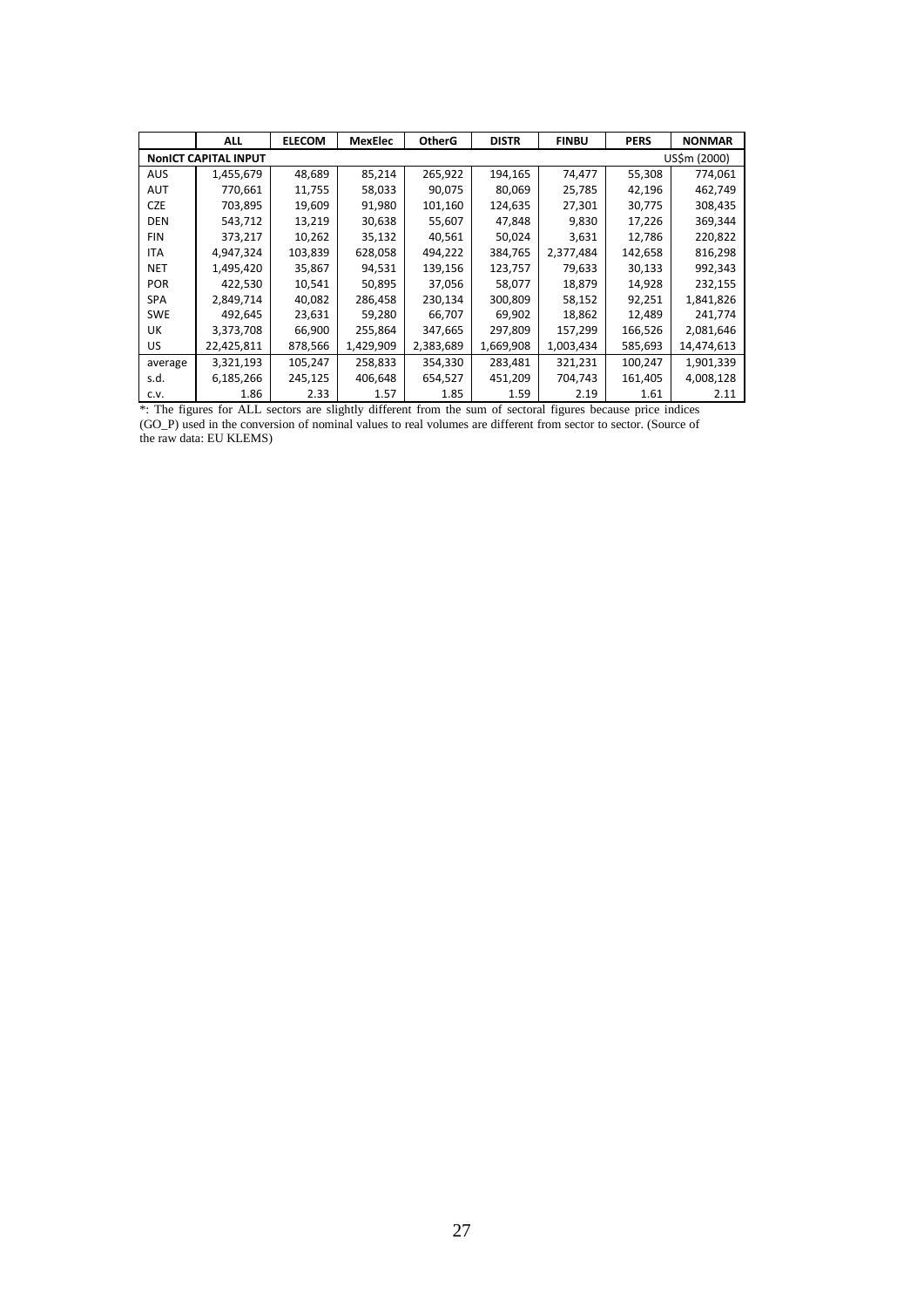| | ALL | ELECOM | MexElec | OtherG | DISTR | FINBU | PERS | NONMAR |
|---|---|---|---|---|---|---|---|---|
| **NonICT CAPITAL INPUT** | | | | | | | | US$m (2000) |
| AUS | 1,455,679 | 48,689 | 85,214 | 265,922 | 194,165 | 74,477 | 55,308 | 774,061 |
| AUT | 770,661 | 11,755 | 58,033 | 90,075 | 80,069 | 25,785 | 42,196 | 462,749 |
| CZE | 703,895 | 19,609 | 91,980 | 101,160 | 124,635 | 27,301 | 30,775 | 308,435 |
| DEN | 543,712 | 13,219 | 30,638 | 55,607 | 47,848 | 9,830 | 17,226 | 369,344 |
| FIN | 373,217 | 10,262 | 35,132 | 40,561 | 50,024 | 3,631 | 12,786 | 220,822 |
| ITA | 4,947,324 | 103,839 | 628,058 | 494,222 | 384,765 | 2,377,484 | 142,658 | 816,298 |
| NET | 1,495,420 | 35,867 | 94,531 | 139,156 | 123,757 | 79,633 | 30,133 | 992,343 |
| POR | 422,530 | 10,541 | 50,895 | 37,056 | 58,077 | 18,879 | 14,928 | 232,155 |
| SPA | 2,849,714 | 40,082 | 286,458 | 230,134 | 300,809 | 58,152 | 92,251 | 1,841,826 |
| SWE | 492,645 | 23,631 | 59,280 | 66,707 | 69,902 | 18,862 | 12,489 | 241,774 |
| UK | 3,373,708 | 66,900 | 255,864 | 347,665 | 297,809 | 157,299 | 166,526 | 2,081,646 |
| US | 22,425,811 | 878,566 | 1,429,909 | 2,383,689 | 1,669,908 | 1,003,434 | 585,693 | 14,474,613 |
| average | 3,321,193 | 105,247 | 258,833 | 354,330 | 283,481 | 321,231 | 100,247 | 1,901,339 |
| s.d. | 6,185,266 | 245,125 | 406,648 | 654,527 | 451,209 | 704,743 | 161,405 | 4,008,128 |
| c.v. | 1.86 | 2.33 | 1.57 | 1.85 | 1.59 | 2.19 | 1.61 | 2.11 |

*: The figures for ALL sectors are slightly different from the sum of sectoral figures because price indices (GO_P) used in the conversion of nominal values to real volumes are different from sector to sector. (Source of the raw data: EU KLEMS)